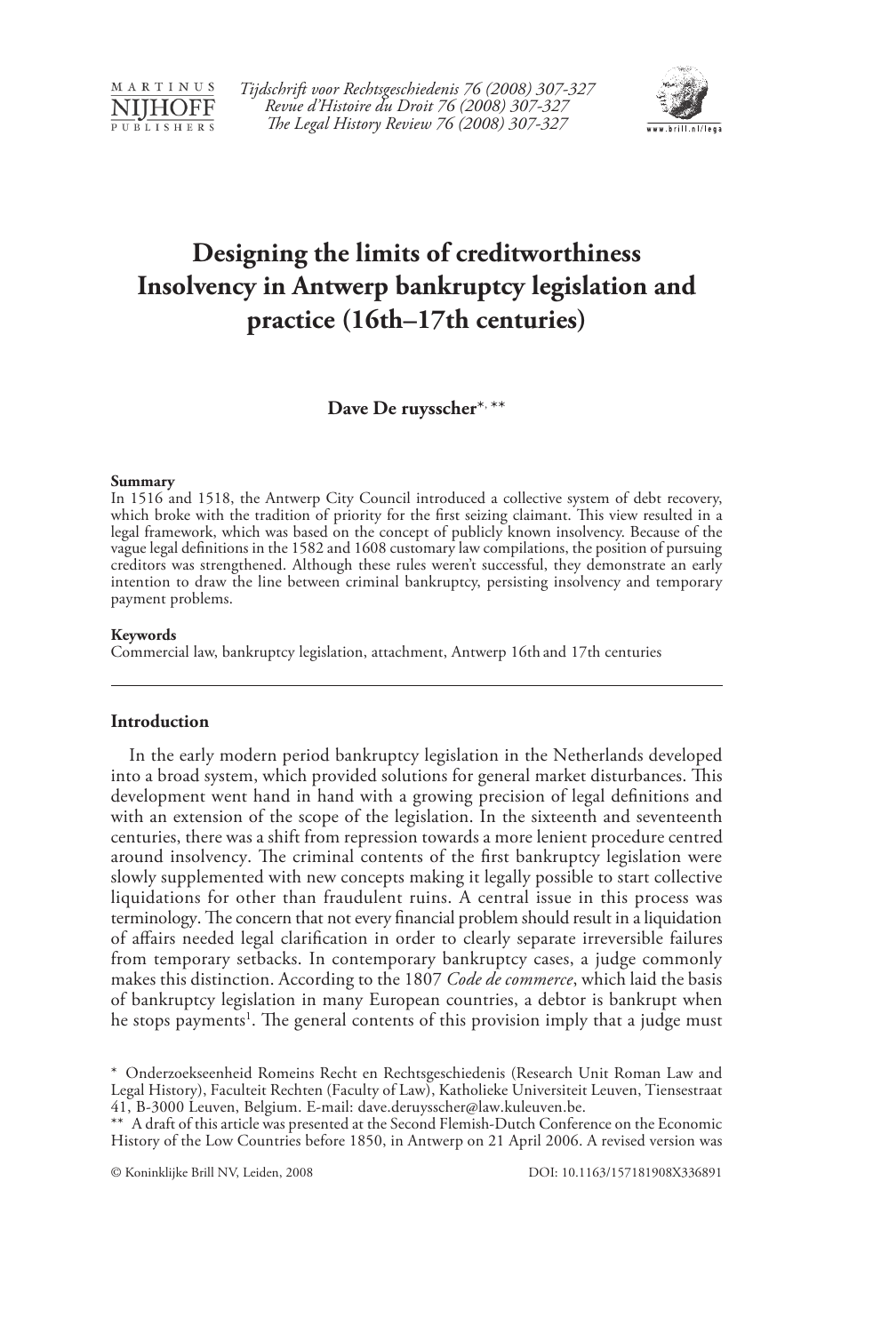# Designing the limits of creditworthiness Insolvency in Antwerp bankruptcy legislation and practice (16th–17th centuries)

**Dave De ruysscher**[*, **]

**Summary**

In 1516 and 1518, the Antwerp City Council introduced a collective system of debt recovery, which broke with the tradition of priority for the first seizing claimant. This view resulted in a legal framework, which was based on the concept of publicly known insolvency. Because of the vague legal definitions in the 1582 and 1608 customary law compilations, the position of pursuing creditors was strengthened. Although these rules weren't successful, they demonstrate an early intention to draw the line between criminal bankruptcy, persisting insolvency and temporary payment problems.

**Keywords**

Commercial law, bankruptcy legislation, attachment, Antwerp 16th and 17th centuries

## Introduction

In the early modern period bankruptcy legislation in the Netherlands developed into a broad system, which provided solutions for general market disturbances. This development went hand in hand with a growing precision of legal definitions and with an extension of the scope of the legislation. In the sixteenth and seventeenth centuries, there was a shift from repression towards a more lenient procedure centred around insolvency. The criminal contents of the first bankruptcy legislation were slowly supplemented with new concepts making it legally possible to start collective liquidations for other than fraudulent ruins. A central issue in this process was terminology. The concern that not every financial problem should result in a liquidation of affairs needed legal clarification in order to clearly separate irreversible failures from temporary setbacks. In contemporary bankruptcy cases, a judge commonly makes this distinction. According to the 1807 *Code de commerce*, which laid the basis of bankruptcy legislation in many European countries, a debtor is bankrupt when he stops payments[1]. The general contents of this provision imply that a judge must

[*] Onderzoekseenheid Romeins Recht en Rechtsgeschiedenis (Research Unit Roman Law and Legal History), Faculteit Rechten (Faculty of Law), Katholieke Universiteit Leuven, Tiensestraat 41, B-3000 Leuven, Belgium. E-mail: dave.deruysscher@law.kuleuven.be.

[**] A draft of this article was presented at the Second Flemish-Dutch Conference on the Economic History of the Low Countries before 1850, in Antwerp on 21 April 2006. A revised version was

© Koninklijke Brill NV, Leiden, 2008 DOI: 10.1163/157181908X336891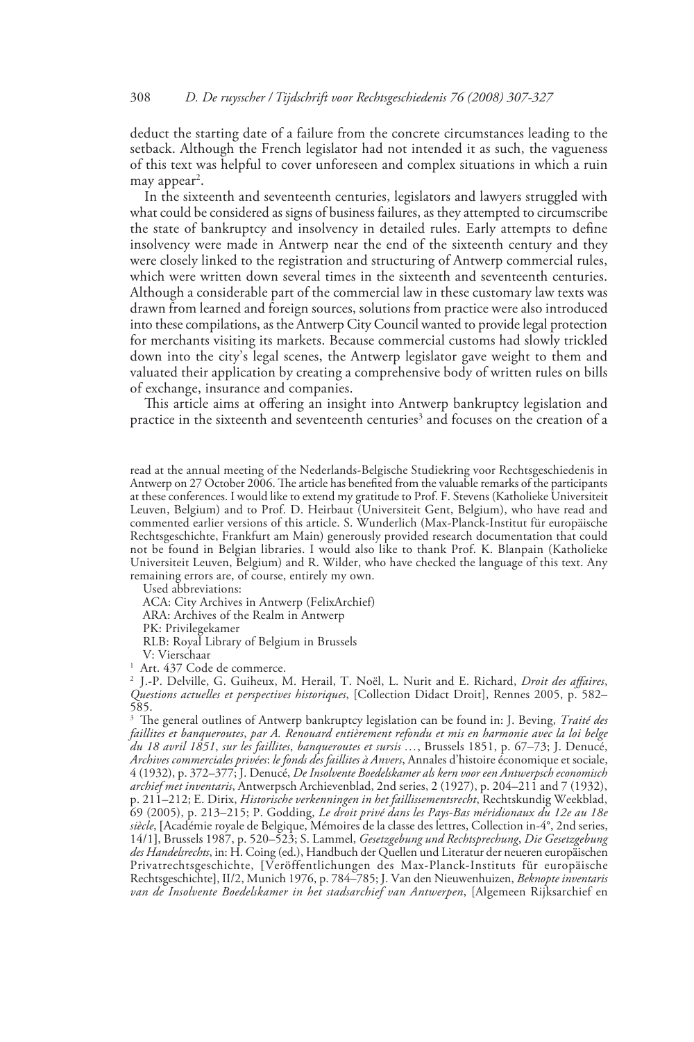deduct the starting date of a failure from the concrete circumstances leading to the setback. Although the French legislator had not intended it as such, the vagueness of this text was helpful to cover unforeseen and complex situations in which a ruin may appear[2].

In the sixteenth and seventeenth centuries, legislators and lawyers struggled with what could be considered as signs of business failures, as they attempted to circumscribe the state of bankruptcy and insolvency in detailed rules. Early attempts to define insolvency were made in Antwerp near the end of the sixteenth century and they were closely linked to the registration and structuring of Antwerp commercial rules, which were written down several times in the sixteenth and seventeenth centuries. Although a considerable part of the commercial law in these customary law texts was drawn from learned and foreign sources, solutions from practice were also introduced into these compilations, as the Antwerp City Council wanted to provide legal protection for merchants visiting its markets. Because commercial customs had slowly trickled down into the city's legal scenes, the Antwerp legislator gave weight to them and valuated their application by creating a comprehensive body of written rules on bills of exchange, insurance and companies.

This article aims at offering an insight into Antwerp bankruptcy legislation and practice in the sixteenth and seventeenth centuries[3] and focuses on the creation of a

read at the annual meeting of the Nederlands-Belgische Studiekring voor Rechtsgeschiedenis in Antwerp on 27 October 2006. The article has benefited from the valuable remarks of the participants at these conferences. I would like to extend my gratitude to Prof. F. Stevens (Katholieke Universiteit Leuven, Belgium) and to Prof. D. Heirbaut (Universiteit Gent, Belgium), who have read and commented earlier versions of this article. S. Wunderlich (Max-Planck-Institut für europäische Rechtsgeschichte, Frankfurt am Main) generously provided research documentation that could not be found in Belgian libraries. I would also like to thank Prof. K. Blanpain (Katholieke Universiteit Leuven, Belgium) and R. Wilder, who have checked the language of this text. Any remaining errors are, of course, entirely my own.

Used abbreviations:
ACA: City Archives in Antwerp (FelixArchief)
ARA: Archives of the Realm in Antwerp
PK: Privilegekamer
RLB: Royal Library of Belgium in Brussels
V: Vierschaar

[1] Art. 437 Code de commerce.

[2] J.-P. Delville, G. Guiheux, M. Herail, T. Noël, L. Nurit and E. Richard, *Droit des affaires, Questions actuelles et perspectives historiques*, [Collection Didact Droit], Rennes 2005, p. 582–585.

[3] The general outlines of Antwerp bankruptcy legislation can be found in: J. Beving, *Traité des faillites et banqueroutes, par A. Renouard entièrement refondu et mis en harmonie avec la loi belge du 18 avril 1851, sur les faillites, banqueroutes et sursis …*, Brussels 1851, p. 67–73; J. Denucé, *Archives commerciales privées: le fonds des faillites à Anvers*, Annales d'histoire économique et sociale, 4 (1932), p. 372–377; J. Denucé, *De Insolvente Boedelskamer als kern voor een Antwerpsch economisch archief met inventaris*, Antwerpsch Archievenblad, 2nd series, 2 (1927), p. 204–211 and 7 (1932), p. 211–212; E. Dirix, *Historische verkenningen in het faillissementsrecht*, Rechtskundig Weekblad, 69 (2005), p. 213–215; P. Godding, *Le droit privé dans les Pays-Bas méridionaux du 12e au 18e siècle*, [Académie royale de Belgique, Mémoires de la classe des lettres, Collection in-4°, 2nd series, 14/1], Brussels 1987, p. 520–523; S. Lammel, *Gesetzgebung und Rechtsprechung, Die Gesetzgebung des Handelsrechts*, in: H. Coing (ed.), Handbuch der Quellen und Literatur der neueren europäischen Privatrechtsgeschichte, [Veröffentlichungen des Max-Planck-Instituts für europäische Rechtsgeschichte], II/2, Munich 1976, p. 784–785; J. Van den Nieuwenhuizen, *Beknopte inventaris van de Insolvente Boedelskamer in het stadsarchief van Antwerpen*, [Algemeen Rijksarchief en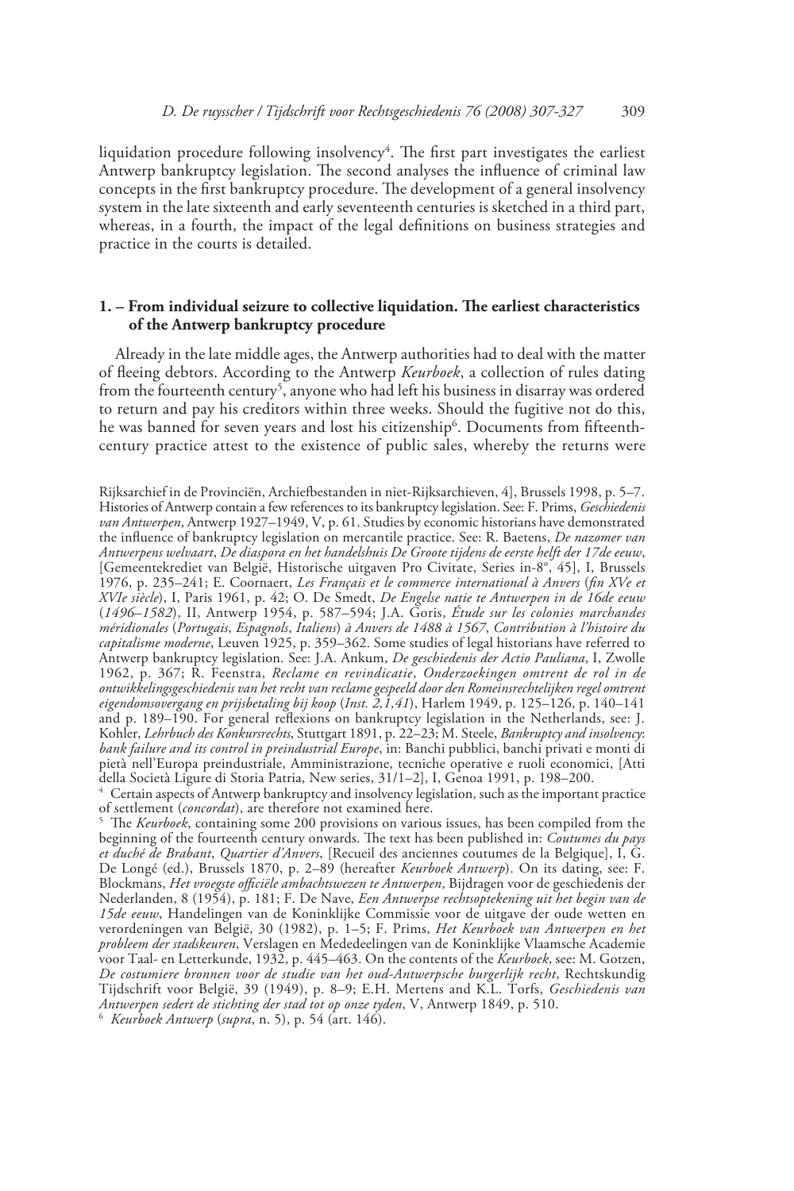liquidation procedure following insolvency[4]. The first part investigates the earliest Antwerp bankruptcy legislation. The second analyses the influence of criminal law concepts in the first bankruptcy procedure. The development of a general insolvency system in the late sixteenth and early seventeenth centuries is sketched in a third part, whereas, in a fourth, the impact of the legal definitions on business strategies and practice in the courts is detailed.

## 1. – From individual seizure to collective liquidation. The earliest characteristics of the Antwerp bankruptcy procedure

Already in the late middle ages, the Antwerp authorities had to deal with the matter of fleeing debtors. According to the Antwerp *Keurboek*, a collection of rules dating from the fourteenth century[5], anyone who had left his business in disarray was ordered to return and pay his creditors within three weeks. Should the fugitive not do this, he was banned for seven years and lost his citizenship[6]. Documents from fifteenth-century practice attest to the existence of public sales, whereby the returns were

---

Rijksarchief in de Provinciën, Archiefbestanden in niet-Rijksarchieven, 4], Brussels 1998, p. 5–7. Histories of Antwerp contain a few references to its bankruptcy legislation. See: F. Prims, *Geschiedenis van Antwerpen*, Antwerp 1927–1949, V, p. 61. Studies by economic historians have demonstrated the influence of bankruptcy legislation on mercantile practice. See: R. Baetens, *De nazomer van Antwerpens welvaart*, *De diaspora en het handelshuis De Groote tijdens de eerste helft der 17de eeuw*, [Gemeentekrediet van België, Historische uitgaven Pro Civitate, Series in-8°, 45], I, Brussels 1976, p. 235–241; E. Coornaert, *Les Français et le commerce international à Anvers* (*fin XVe et XVIe siècle*), I, Paris 1961, p. 42; O. De Smedt, *De Engelse natie te Antwerpen in de 16de eeuw* (*1496–1582*), II, Antwerp 1954, p. 587–594; J.A. Goris, *Étude sur les colonies marchandes méridionales* (*Portugais*, *Espagnols*, *Italiens*) *à Anvers de 1488 à 1567*, *Contribution à l'histoire du capitalisme moderne*, Leuven 1925, p. 359–362. Some studies of legal historians have referred to Antwerp bankruptcy legislation. See: J.A. Ankum, *De geschiedenis der Actio Pauliana*, I, Zwolle 1962, p. 367; R. Feenstra, *Reclame en revindicatie*, *Onderzoekingen omtrent de rol in de ontwikkelingsgeschiedenis van het recht van reclame gespeeld door den Romeinsrechtelijken regel omtrent eigendomsovergang en prijsbetaling bij koop* (*Inst. 2,1,41*), Harlem 1949, p. 125–126, p. 140–141 and p. 189–190. For general reflexions on bankruptcy legislation in the Netherlands, see: J. Kohler, *Lehrbuch des Konkursrechts*, Stuttgart 1891, p. 22–23; M. Steele, *Bankruptcy and insolvency*: *bank failure and its control in preindustrial Europe*, in: Banchi pubblici, banchi privati e monti di pietà nell'Europa preindustriale, Amministrazione, tecniche operative e ruoli economici, [Atti della Società Ligure di Storia Patria, New series, 31/1–2], I, Genoa 1991, p. 198–200.

[4] Certain aspects of Antwerp bankruptcy and insolvency legislation, such as the important practice of settlement (*concordat*), are therefore not examined here.

[5] The *Keurboek*, containing some 200 provisions on various issues, has been compiled from the beginning of the fourteenth century onwards. The text has been published in: *Coutumes du pays et duché de Brabant*, *Quartier d'Anvers*, [Recueil des anciennes coutumes de la Belgique], I, G. De Longé (ed.), Brussels 1870, p. 2–89 (hereafter *Keurboek Antwerp*). On its dating, see: F. Blockmans, *Het vroegste officiële ambachtswezen te Antwerpen*, Bijdragen voor de geschiedenis der Nederlanden, 8 (1954), p. 181; F. De Nave, *Een Antwerpse rechtsoptekening uit het begin van de 15de eeuw*, Handelingen van de Koninklijke Commissie voor de uitgave der oude wetten en verordeningen van België, 30 (1982), p. 1–5; F. Prims, *Het Keurboek van Antwerpen en het probleem der stadskeuren*, Verslagen en Mededeelingen van de Koninklijke Vlaamsche Academie voor Taal- en Letterkunde, 1932, p. 445–463. On the contents of the *Keurboek*, see: M. Gotzen, *De costumiere bronnen voor de studie van het oud-Antwerpsche burgerlijk recht*, Rechtskundig Tijdschrift voor België, 39 (1949), p. 8–9; E.H. Mertens and K.L. Torfs, *Geschiedenis van Antwerpen sedert de stichting der stad tot op onze tyden*, V, Antwerp 1849, p. 510.

[6] *Keurboek Antwerp* (*supra*, n. 5), p. 54 (art. 146).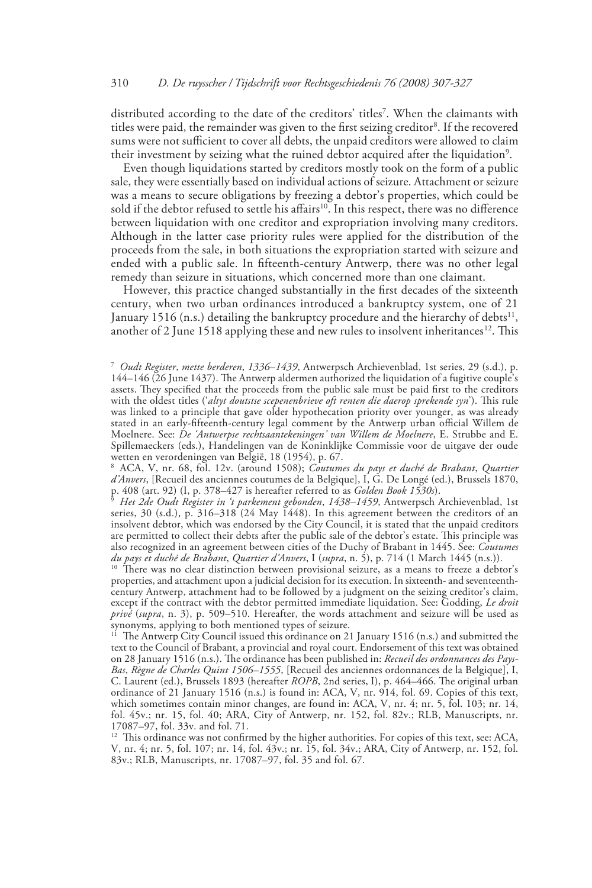distributed according to the date of the creditors' titles[7]. When the claimants with titles were paid, the remainder was given to the first seizing creditor[8]. If the recovered sums were not sufficient to cover all debts, the unpaid creditors were allowed to claim their investment by seizing what the ruined debtor acquired after the liquidation[9].

Even though liquidations started by creditors mostly took on the form of a public sale, they were essentially based on individual actions of seizure. Attachment or seizure was a means to secure obligations by freezing a debtor's properties, which could be sold if the debtor refused to settle his affairs[10]. In this respect, there was no difference between liquidation with one creditor and expropriation involving many creditors. Although in the latter case priority rules were applied for the distribution of the proceeds from the sale, in both situations the expropriation started with seizure and ended with a public sale. In fifteenth-century Antwerp, there was no other legal remedy than seizure in situations, which concerned more than one claimant.

However, this practice changed substantially in the first decades of the sixteenth century, when two urban ordinances introduced a bankruptcy system, one of 21 January 1516 (n.s.) detailing the bankruptcy procedure and the hierarchy of debts[11], another of 2 June 1518 applying these and new rules to insolvent inheritances[12]. This

[7] *Oudt Register*, *mette berderen*, *1336–1439*, Antwerpsch Archievenblad, 1st series, 29 (s.d.), p. 144–146 (26 June 1437). The Antwerp aldermen authorized the liquidation of a fugitive couple's assets. They specified that the proceeds from the public sale must be paid first to the creditors with the oldest titles ('*altyt doutstse scepenenbrieve oft renten die daerop sprekende syn*'). This rule was linked to a principle that gave older hypothecation priority over younger, as was already stated in an early-fifteenth-century legal comment by the Antwerp urban official Willem de Moelnere. See: *De 'Antwerpse rechtsaantekeningen' van Willem de Moelnere*, E. Strubbe and E. Spillemaeckers (eds.), Handelingen van de Koninklijke Commissie voor de uitgave der oude wetten en verordeningen van België, 18 (1954), p. 67.

[8] ACA, V, nr. 68, fol. 12v. (around 1508); *Coutumes du pays et duché de Brabant*, *Quartier d'Anvers*, [Recueil des anciennes coutumes de la Belgique], I, G. De Longé (ed.), Brussels 1870, p. 408 (art. 92) (I, p. 378–427 is hereafter referred to as *Golden Book 1530s*).

[9] *Het 2de Oudt Register in 't parkement gebonden*, *1438–1459*, Antwerpsch Archievenblad, 1st series, 30 (s.d.), p. 316–318 (24 May 1448). In this agreement between the creditors of an insolvent debtor, which was endorsed by the City Council, it is stated that the unpaid creditors are permitted to collect their debts after the public sale of the debtor's estate. This principle was also recognized in an agreement between cities of the Duchy of Brabant in 1445. See: *Coutumes du pays et duché de Brabant*, *Quartier d'Anvers*, I (*supra*, n. 5), p. 714 (1 March 1445 (n.s.)).

[10] There was no clear distinction between provisional seizure, as a means to freeze a debtor's properties, and attachment upon a judicial decision for its execution. In sixteenth- and seventeenth-century Antwerp, attachment had to be followed by a judgment on the seizing creditor's claim, except if the contract with the debtor permitted immediate liquidation. See: Godding, *Le droit privé* (*supra*, n. 3), p. 509–510. Hereafter, the words attachment and seizure will be used as synonyms, applying to both mentioned types of seizure.

[11] The Antwerp City Council issued this ordinance on 21 January 1516 (n.s.) and submitted the text to the Council of Brabant, a provincial and royal court. Endorsement of this text was obtained on 28 January 1516 (n.s.). The ordinance has been published in: *Recueil des ordonnances des Pays-Bas*, *Règne de Charles Quint 1506–1555*, [Recueil des anciennes ordonnances de la Belgique], I, C. Laurent (ed.), Brussels 1893 (hereafter *ROPB*, 2nd series, I), p. 464–466. The original urban ordinance of 21 January 1516 (n.s.) is found in: ACA, V, nr. 914, fol. 69. Copies of this text, which sometimes contain minor changes, are found in: ACA, V, nr. 4; nr. 5, fol. 103; nr. 14, fol. 45v.; nr. 15, fol. 40; ARA, City of Antwerp, nr. 152, fol. 82v.; RLB, Manuscripts, nr. 17087–97, fol. 33v. and fol. 71.

[12] This ordinance was not confirmed by the higher authorities. For copies of this text, see: ACA, V, nr. 4; nr. 5, fol. 107; nr. 14, fol. 43v.; nr. 15, fol. 34v.; ARA, City of Antwerp, nr. 152, fol. 83v.; RLB, Manuscripts, nr. 17087–97, fol. 35 and fol. 67.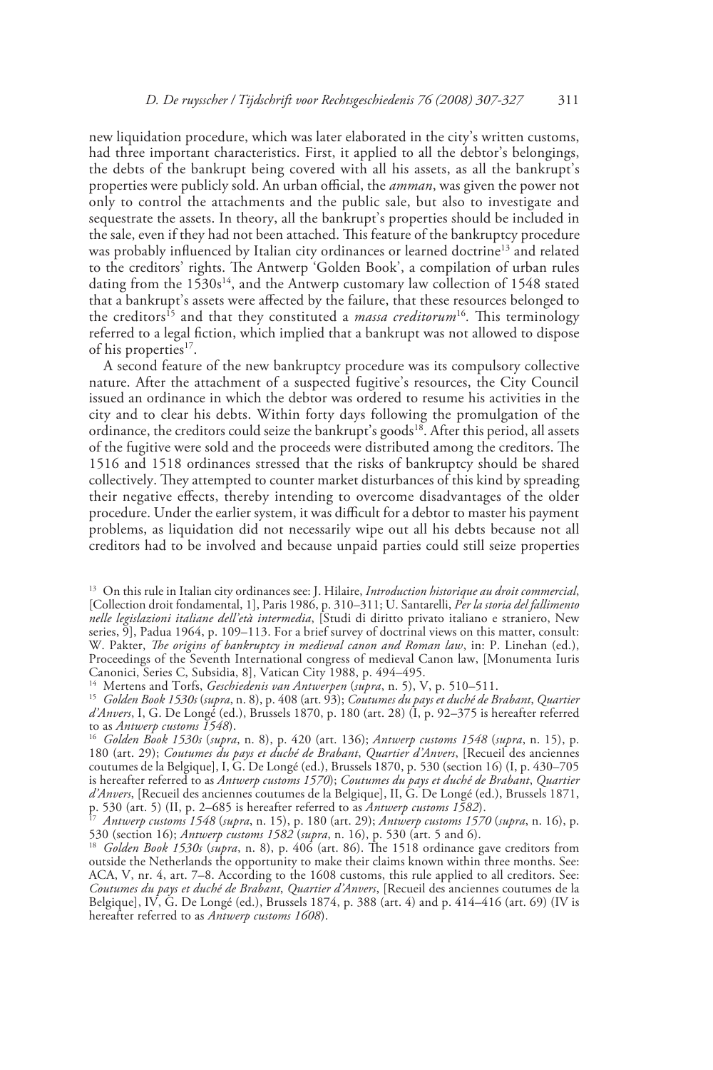new liquidation procedure, which was later elaborated in the city's written customs, had three important characteristics. First, it applied to all the debtor's belongings, the debts of the bankrupt being covered with all his assets, as all the bankrupt's properties were publicly sold. An urban official, the *amman*, was given the power not only to control the attachments and the public sale, but also to investigate and sequestrate the assets. In theory, all the bankrupt's properties should be included in the sale, even if they had not been attached. This feature of the bankruptcy procedure was probably influenced by Italian city ordinances or learned doctrine[13] and related to the creditors' rights. The Antwerp 'Golden Book', a compilation of urban rules dating from the 1530s[14], and the Antwerp customary law collection of 1548 stated that a bankrupt's assets were affected by the failure, that these resources belonged to the creditors[15] and that they constituted a *massa creditorum*[16]. This terminology referred to a legal fiction, which implied that a bankrupt was not allowed to dispose of his properties[17].

A second feature of the new bankruptcy procedure was its compulsory collective nature. After the attachment of a suspected fugitive's resources, the City Council issued an ordinance in which the debtor was ordered to resume his activities in the city and to clear his debts. Within forty days following the promulgation of the ordinance, the creditors could seize the bankrupt's goods[18]. After this period, all assets of the fugitive were sold and the proceeds were distributed among the creditors. The 1516 and 1518 ordinances stressed that the risks of bankruptcy should be shared collectively. They attempted to counter market disturbances of this kind by spreading their negative effects, thereby intending to overcome disadvantages of the older procedure. Under the earlier system, it was difficult for a debtor to master his payment problems, as liquidation did not necessarily wipe out all his debts because not all creditors had to be involved and because unpaid parties could still seize properties

---

[13] On this rule in Italian city ordinances see: J. Hilaire, *Introduction historique au droit commercial*, [Collection droit fondamental, 1], Paris 1986, p. 310–311; U. Santarelli, *Per la storia del fallimento nelle legislazioni italiane dell'età intermedia*, [Studi di diritto privato italiano e straniero, New series, 9], Padua 1964, p. 109–113. For a brief survey of doctrinal views on this matter, consult: W. Pakter, *The origins of bankruptcy in medieval canon and Roman law*, in: P. Linehan (ed.), Proceedings of the Seventh International congress of medieval Canon law, [Monumenta Iuris Canonici, Series C, Subsidia, 8], Vatican City 1988, p. 494–495.

[14] Mertens and Torfs, *Geschiedenis van Antwerpen* (*supra*, n. 5), V, p. 510–511.

[15] *Golden Book 1530s* (*supra*, n. 8), p. 408 (art. 93); *Coutumes du pays et duché de Brabant*, *Quartier d'Anvers*, I, G. De Longé (ed.), Brussels 1870, p. 180 (art. 28) (I, p. 92–375 is hereafter referred to as *Antwerp customs 1548*).

[16] *Golden Book 1530s* (*supra*, n. 8), p. 420 (art. 136); *Antwerp customs 1548* (*supra*, n. 15), p. 180 (art. 29); *Coutumes du pays et duché de Brabant*, *Quartier d'Anvers*, [Recueil des anciennes coutumes de la Belgique], I, G. De Longé (ed.), Brussels 1870, p. 530 (section 16) (I, p. 430–705 is hereafter referred to as *Antwerp customs 1570*); *Coutumes du pays et duché de Brabant*, *Quartier d'Anvers*, [Recueil des anciennes coutumes de la Belgique], II, G. De Longé (ed.), Brussels 1871, p. 530 (art. 5) (II, p. 2–685 is hereafter referred to as *Antwerp customs 1582*).

[17] *Antwerp customs 1548* (*supra*, n. 15), p. 180 (art. 29); *Antwerp customs 1570* (*supra*, n. 16), p. 530 (section 16); *Antwerp customs 1582* (*supra*, n. 16), p. 530 (art. 5 and 6).

[18] *Golden Book 1530s* (*supra*, n. 8), p. 406 (art. 86). The 1518 ordinance gave creditors from outside the Netherlands the opportunity to make their claims known within three months. See: ACA, V, nr. 4, art. 7–8. According to the 1608 customs, this rule applied to all creditors. See: *Coutumes du pays et duché de Brabant*, *Quartier d'Anvers*, [Recueil des anciennes coutumes de la Belgique], IV, G. De Longé (ed.), Brussels 1874, p. 388 (art. 4) and p. 414–416 (art. 69) (IV is hereafter referred to as *Antwerp customs 1608*).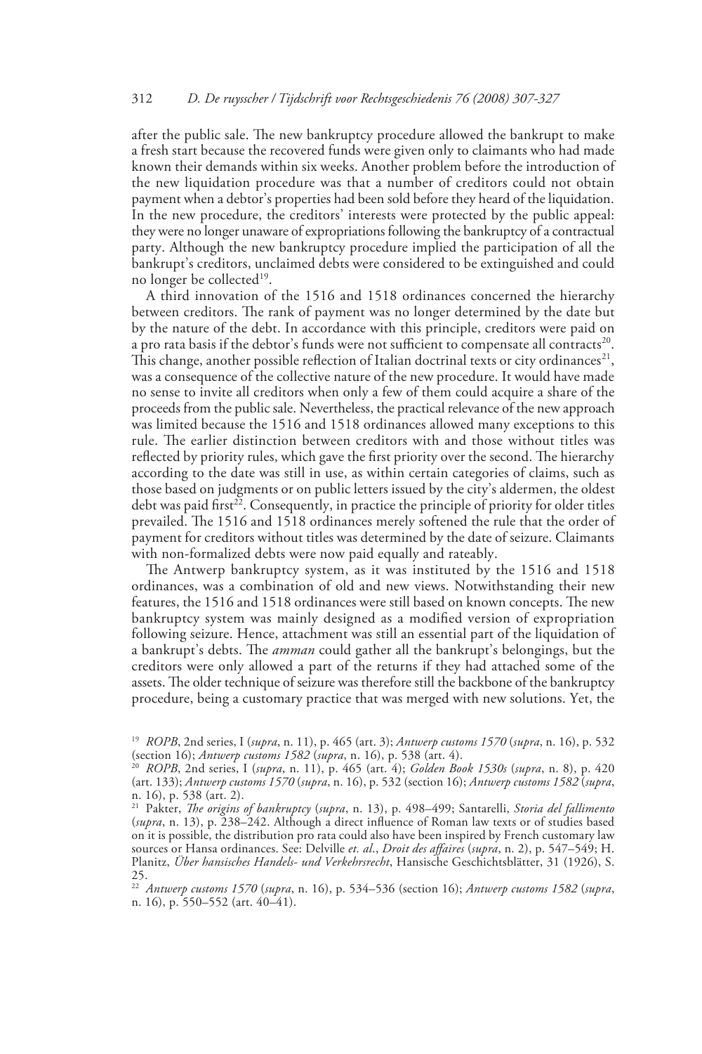after the public sale. The new bankruptcy procedure allowed the bankrupt to make a fresh start because the recovered funds were given only to claimants who had made known their demands within six weeks. Another problem before the introduction of the new liquidation procedure was that a number of creditors could not obtain payment when a debtor's properties had been sold before they heard of the liquidation. In the new procedure, the creditors' interests were protected by the public appeal: they were no longer unaware of expropriations following the bankruptcy of a contractual party. Although the new bankruptcy procedure implied the participation of all the bankrupt's creditors, unclaimed debts were considered to be extinguished and could no longer be collected[19].

A third innovation of the 1516 and 1518 ordinances concerned the hierarchy between creditors. The rank of payment was no longer determined by the date but by the nature of the debt. In accordance with this principle, creditors were paid on a pro rata basis if the debtor's funds were not sufficient to compensate all contracts[20]. This change, another possible reflection of Italian doctrinal texts or city ordinances[21], was a consequence of the collective nature of the new procedure. It would have made no sense to invite all creditors when only a few of them could acquire a share of the proceeds from the public sale. Nevertheless, the practical relevance of the new approach was limited because the 1516 and 1518 ordinances allowed many exceptions to this rule. The earlier distinction between creditors with and those without titles was reflected by priority rules, which gave the first priority over the second. The hierarchy according to the date was still in use, as within certain categories of claims, such as those based on judgments or on public letters issued by the city's aldermen, the oldest debt was paid first[22]. Consequently, in practice the principle of priority for older titles prevailed. The 1516 and 1518 ordinances merely softened the rule that the order of payment for creditors without titles was determined by the date of seizure. Claimants with non-formalized debts were now paid equally and rateably.

The Antwerp bankruptcy system, as it was instituted by the 1516 and 1518 ordinances, was a combination of old and new views. Notwithstanding their new features, the 1516 and 1518 ordinances were still based on known concepts. The new bankruptcy system was mainly designed as a modified version of expropriation following seizure. Hence, attachment was still an essential part of the liquidation of a bankrupt's debts. The *amman* could gather all the bankrupt's belongings, but the creditors were only allowed a part of the returns if they had attached some of the assets. The older technique of seizure was therefore still the backbone of the bankruptcy procedure, being a customary practice that was merged with new solutions. Yet, the

[19] *ROPB*, 2nd series, I (*supra*, n. 11), p. 465 (art. 3); *Antwerp customs 1570* (*supra*, n. 16), p. 532 (section 16); *Antwerp customs 1582* (*supra*, n. 16), p. 538 (art. 4).

[20] *ROPB*, 2nd series, I (*supra*, n. 11), p. 465 (art. 4); *Golden Book 1530s* (*supra*, n. 8), p. 420 (art. 133); *Antwerp customs 1570* (*supra*, n. 16), p. 532 (section 16); *Antwerp customs 1582* (*supra*, n. 16), p. 538 (art. 2).

[21] Pakter, *The origins of bankruptcy* (*supra*, n. 13), p. 498–499; Santarelli, *Storia del fallimento* (*supra*, n. 13), p. 238–242. Although a direct influence of Roman law texts or of studies based on it is possible, the distribution pro rata could also have been inspired by French customary law sources or Hansa ordinances. See: Delville *et. al.*, *Droit des affaires* (*supra*, n. 2), p. 547–549; H. Planitz, *Über hansisches Handels- und Verkehrsrecht*, Hansische Geschichtsblätter, 31 (1926), S. 25.

[22] *Antwerp customs 1570* (*supra*, n. 16), p. 534–536 (section 16); *Antwerp customs 1582* (*supra*, n. 16), p. 550–552 (art. 40–41).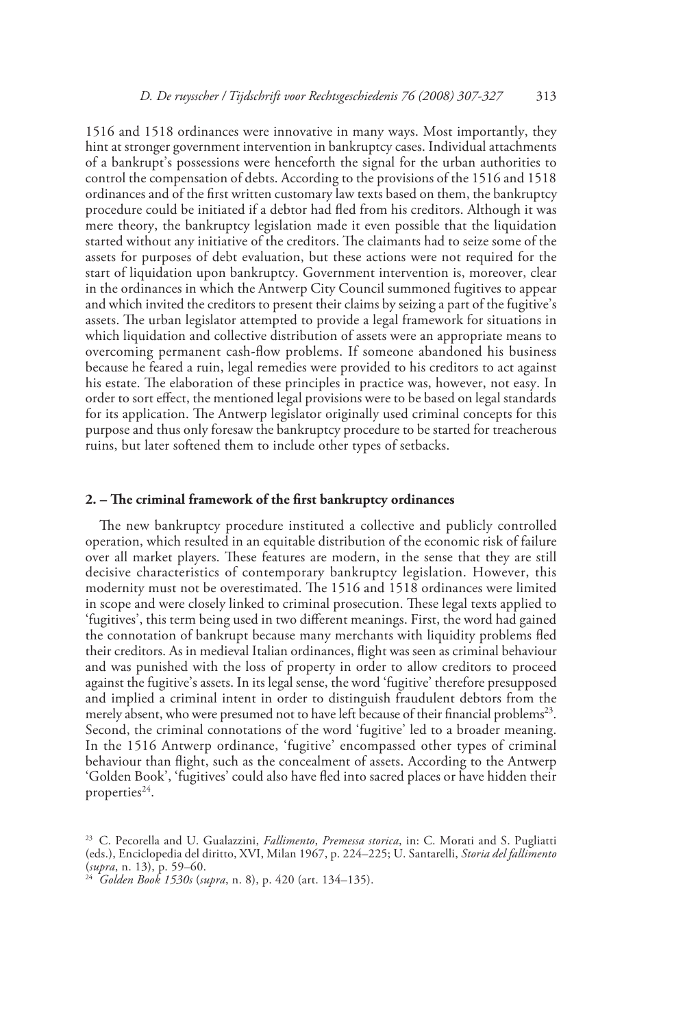1516 and 1518 ordinances were innovative in many ways. Most importantly, they hint at stronger government intervention in bankruptcy cases. Individual attachments of a bankrupt's possessions were henceforth the signal for the urban authorities to control the compensation of debts. According to the provisions of the 1516 and 1518 ordinances and of the first written customary law texts based on them, the bankruptcy procedure could be initiated if a debtor had fled from his creditors. Although it was mere theory, the bankruptcy legislation made it even possible that the liquidation started without any initiative of the creditors. The claimants had to seize some of the assets for purposes of debt evaluation, but these actions were not required for the start of liquidation upon bankruptcy. Government intervention is, moreover, clear in the ordinances in which the Antwerp City Council summoned fugitives to appear and which invited the creditors to present their claims by seizing a part of the fugitive's assets. The urban legislator attempted to provide a legal framework for situations in which liquidation and collective distribution of assets were an appropriate means to overcoming permanent cash-flow problems. If someone abandoned his business because he feared a ruin, legal remedies were provided to his creditors to act against his estate. The elaboration of these principles in practice was, however, not easy. In order to sort effect, the mentioned legal provisions were to be based on legal standards for its application. The Antwerp legislator originally used criminal concepts for this purpose and thus only foresaw the bankruptcy procedure to be started for treacherous ruins, but later softened them to include other types of setbacks.

## 2. – The criminal framework of the first bankruptcy ordinances

The new bankruptcy procedure instituted a collective and publicly controlled operation, which resulted in an equitable distribution of the economic risk of failure over all market players. These features are modern, in the sense that they are still decisive characteristics of contemporary bankruptcy legislation. However, this modernity must not be overestimated. The 1516 and 1518 ordinances were limited in scope and were closely linked to criminal prosecution. These legal texts applied to 'fugitives', this term being used in two different meanings. First, the word had gained the connotation of bankrupt because many merchants with liquidity problems fled their creditors. As in medieval Italian ordinances, flight was seen as criminal behaviour and was punished with the loss of property in order to allow creditors to proceed against the fugitive's assets. In its legal sense, the word 'fugitive' therefore presupposed and implied a criminal intent in order to distinguish fraudulent debtors from the merely absent, who were presumed not to have left because of their financial problems[23]. Second, the criminal connotations of the word 'fugitive' led to a broader meaning. In the 1516 Antwerp ordinance, 'fugitive' encompassed other types of criminal behaviour than flight, such as the concealment of assets. According to the Antwerp 'Golden Book', 'fugitives' could also have fled into sacred places or have hidden their properties[24].

[23] C. Pecorella and U. Gualazzini, *Fallimento*, *Premessa storica*, in: C. Morati and S. Pugliatti (eds.), Enciclopedia del diritto, XVI, Milan 1967, p. 224–225; U. Santarelli, *Storia del fallimento* (*supra*, n. 13), p. 59–60.

[24] *Golden Book 1530s* (*supra*, n. 8), p. 420 (art. 134–135).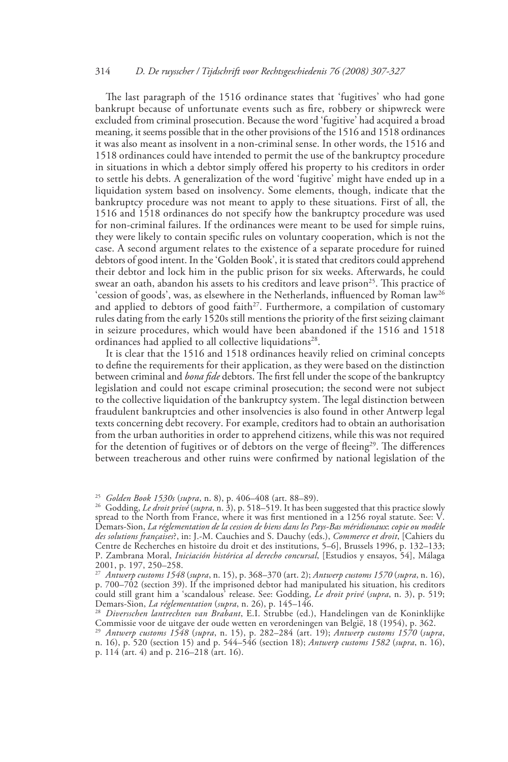The last paragraph of the 1516 ordinance states that 'fugitives' who had gone bankrupt because of unfortunate events such as fire, robbery or shipwreck were excluded from criminal prosecution. Because the word 'fugitive' had acquired a broad meaning, it seems possible that in the other provisions of the 1516 and 1518 ordinances it was also meant as insolvent in a non-criminal sense. In other words, the 1516 and 1518 ordinances could have intended to permit the use of the bankruptcy procedure in situations in which a debtor simply offered his property to his creditors in order to settle his debts. A generalization of the word 'fugitive' might have ended up in a liquidation system based on insolvency. Some elements, though, indicate that the bankruptcy procedure was not meant to apply to these situations. First of all, the 1516 and 1518 ordinances do not specify how the bankruptcy procedure was used for non-criminal failures. If the ordinances were meant to be used for simple ruins, they were likely to contain specific rules on voluntary cooperation, which is not the case. A second argument relates to the existence of a separate procedure for ruined debtors of good intent. In the 'Golden Book', it is stated that creditors could apprehend their debtor and lock him in the public prison for six weeks. Afterwards, he could swear an oath, abandon his assets to his creditors and leave prison[25]. This practice of 'cession of goods', was, as elsewhere in the Netherlands, influenced by Roman law[26] and applied to debtors of good faith[27]. Furthermore, a compilation of customary rules dating from the early 1520s still mentions the priority of the first seizing claimant in seizure procedures, which would have been abandoned if the 1516 and 1518 ordinances had applied to all collective liquidations[28].

It is clear that the 1516 and 1518 ordinances heavily relied on criminal concepts to define the requirements for their application, as they were based on the distinction between criminal and *bona fide* debtors. The first fell under the scope of the bankruptcy legislation and could not escape criminal prosecution; the second were not subject to the collective liquidation of the bankruptcy system. The legal distinction between fraudulent bankruptcies and other insolvencies is also found in other Antwerp legal texts concerning debt recovery. For example, creditors had to obtain an authorisation from the urban authorities in order to apprehend citizens, while this was not required for the detention of fugitives or of debtors on the verge of fleeing[29]. The differences between treacherous and other ruins were confirmed by national legislation of the

---

[25] *Golden Book 1530s* (*supra*, n. 8), p. 406–408 (art. 88–89).

[26] Godding, *Le droit privé* (*supra*, n. 3), p. 518–519. It has been suggested that this practice slowly spread to the North from France, where it was first mentioned in a 1256 royal statute. See: V. Demars-Sion, *La réglementation de la cession de biens dans les Pays-Bas méridionaux*: *copie ou modèle des solutions françaises*?, in: J.-M. Cauchies and S. Dauchy (eds.), *Commerce et droit*, [Cahiers du Centre de Recherches en histoire du droit et des institutions, 5–6], Brussels 1996, p. 132–133; P. Zambrana Moral, *Iniciación histórica al derecho concursal*, [Estudios y ensayos, 54], Málaga 2001, p. 197, 250–258.

[27] *Antwerp customs 1548* (*supra*, n. 15), p. 368–370 (art. 2); *Antwerp customs 1570* (*supra*, n. 16), p. 700–702 (section 39). If the imprisoned debtor had manipulated his situation, his creditors could still grant him a 'scandalous' release. See: Godding, *Le droit privé* (*supra*, n. 3), p. 519; Demars-Sion, *La réglementation* (*supra*, n. 26), p. 145–146.

[28] *Diversschen lantrechten van Brabant*, E.I. Strubbe (ed.), Handelingen van de Koninklijke Commissie voor de uitgave der oude wetten en verordeningen van België, 18 (1954), p. 362.

[29] *Antwerp customs 1548* (*supra*, n. 15), p. 282–284 (art. 19); *Antwerp customs 1570* (*supra*, n. 16), p. 520 (section 15) and p. 544–546 (section 18); *Antwerp customs 1582* (*supra*, n. 16), p. 114 (art. 4) and p. 216–218 (art. 16).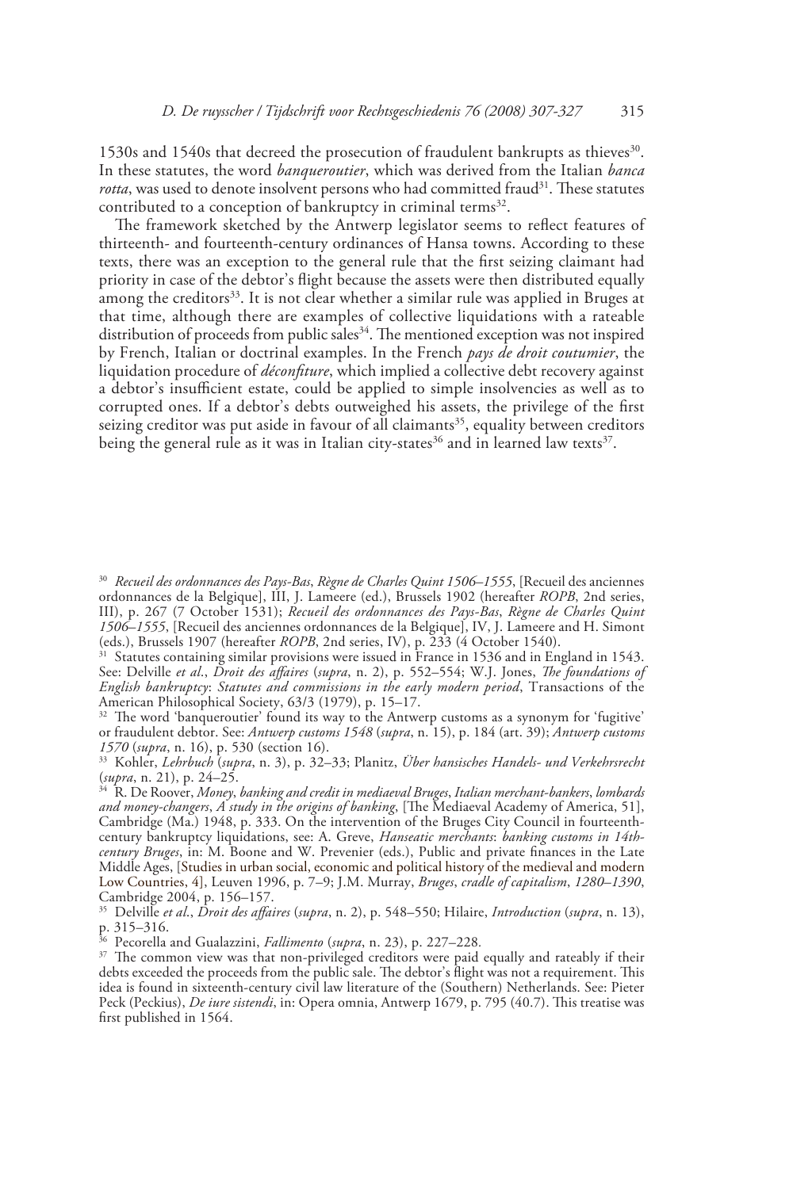1530s and 1540s that decreed the prosecution of fraudulent bankrupts as thieves[30]. In these statutes, the word *banqueroutier*, which was derived from the Italian *banca rotta*, was used to denote insolvent persons who had committed fraud[31]. These statutes contributed to a conception of bankruptcy in criminal terms[32].

The framework sketched by the Antwerp legislator seems to reflect features of thirteenth- and fourteenth-century ordinances of Hansa towns. According to these texts, there was an exception to the general rule that the first seizing claimant had priority in case of the debtor's flight because the assets were then distributed equally among the creditors[33]. It is not clear whether a similar rule was applied in Bruges at that time, although there are examples of collective liquidations with a rateable distribution of proceeds from public sales[34]. The mentioned exception was not inspired by French, Italian or doctrinal examples. In the French *pays de droit coutumier*, the liquidation procedure of *déconfiture*, which implied a collective debt recovery against a debtor's insufficient estate, could be applied to simple insolvencies as well as to corrupted ones. If a debtor's debts outweighed his assets, the privilege of the first seizing creditor was put aside in favour of all claimants[35], equality between creditors being the general rule as it was in Italian city-states[36] and in learned law texts[37].

[30] *Recueil des ordonnances des Pays-Bas*, *Règne de Charles Quint 1506–1555*, [Recueil des anciennes ordonnances de la Belgique], III, J. Lameere (ed.), Brussels 1902 (hereafter *ROPB*, 2nd series, III), p. 267 (7 October 1531); *Recueil des ordonnances des Pays-Bas*, *Règne de Charles Quint 1506–1555*, [Recueil des anciennes ordonnances de la Belgique], IV, J. Lameere and H. Simont (eds.), Brussels 1907 (hereafter *ROPB*, 2nd series, IV), p. 233 (4 October 1540).

[31] Statutes containing similar provisions were issued in France in 1536 and in England in 1543. See: Delville *et al.*, *Droit des affaires* (*supra*, n. 2), p. 552–554; W.J. Jones, *The foundations of English bankruptcy*: *Statutes and commissions in the early modern period*, Transactions of the American Philosophical Society, 63/3 (1979), p. 15–17.

[32] The word 'banqueroutier' found its way to the Antwerp customs as a synonym for 'fugitive' or fraudulent debtor. See: *Antwerp customs 1548* (*supra*, n. 15), p. 184 (art. 39); *Antwerp customs 1570* (*supra*, n. 16), p. 530 (section 16).

[33] Kohler, *Lehrbuch* (*supra*, n. 3), p. 32–33; Planitz, *Über hansisches Handels- und Verkehrsrecht* (*supra*, n. 21), p. 24–25.

[34] R. De Roover, *Money*, *banking and credit in mediaeval Bruges*, *Italian merchant-bankers*, *lombards and money-changers*, *A study in the origins of banking*, [The Mediaeval Academy of America, 51], Cambridge (Ma.) 1948, p. 333. On the intervention of the Bruges City Council in fourteenth-century bankruptcy liquidations, see: A. Greve, *Hanseatic merchants*: *banking customs in 14th-century Bruges*, in: M. Boone and W. Prevenier (eds.), Public and private finances in the Late Middle Ages, [Studies in urban social, economic and political history of the medieval and modern Low Countries, 4], Leuven 1996, p. 7–9; J.M. Murray, *Bruges*, *cradle of capitalism*, *1280–1390*, Cambridge 2004, p. 156–157.

[35] Delville *et al.*, *Droit des affaires* (*supra*, n. 2), p. 548–550; Hilaire, *Introduction* (*supra*, n. 13), p. 315–316.

[36] Pecorella and Gualazzini, *Fallimento* (*supra*, n. 23), p. 227–228.

[37] The common view was that non-privileged creditors were paid equally and rateably if their debts exceeded the proceeds from the public sale. The debtor's flight was not a requirement. This idea is found in sixteenth-century civil law literature of the (Southern) Netherlands. See: Pieter Peck (Peckius), *De iure sistendi*, in: Opera omnia, Antwerp 1679, p. 795 (40.7). This treatise was first published in 1564.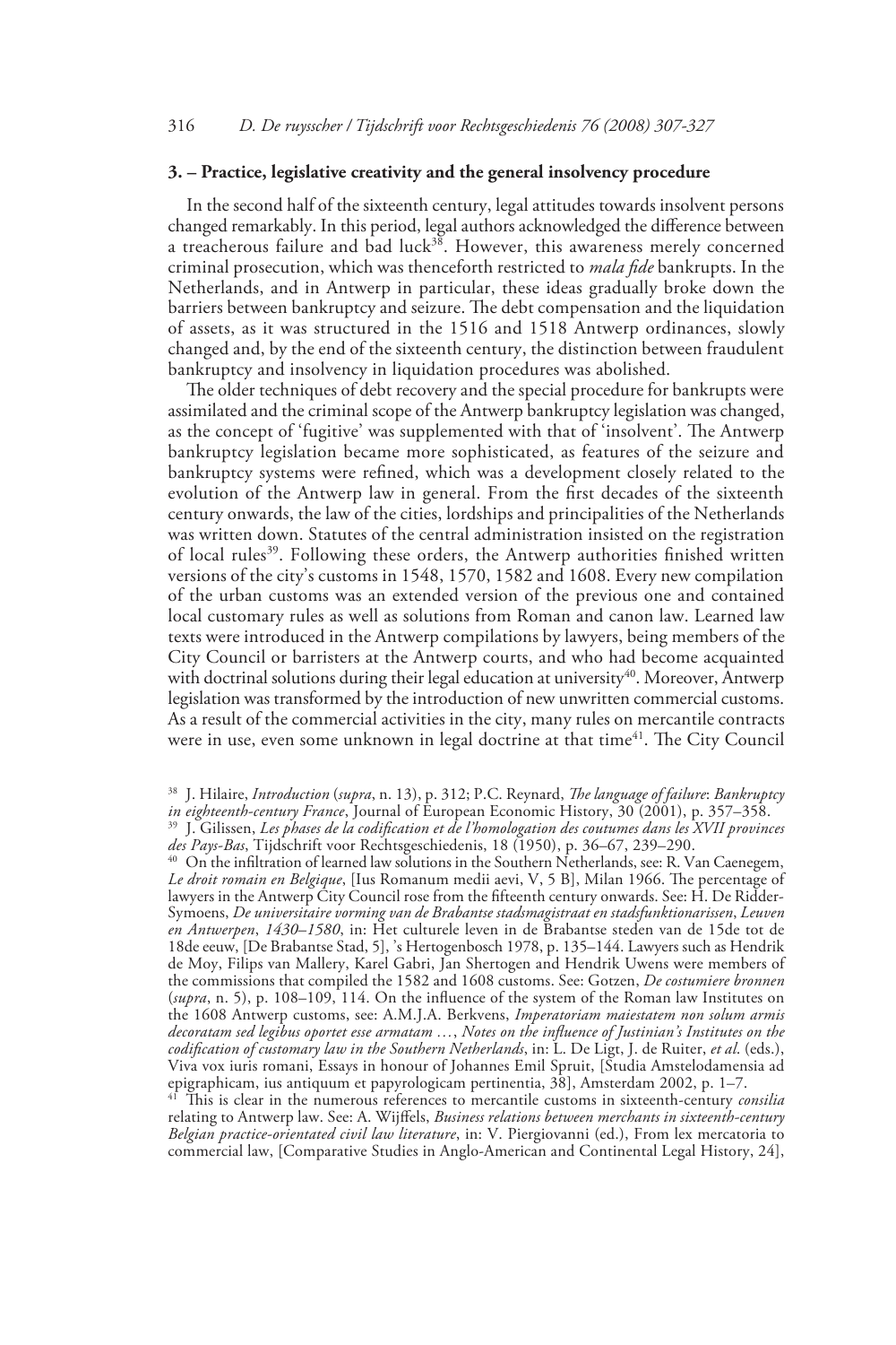## 3. – Practice, legislative creativity and the general insolvency procedure

In the second half of the sixteenth century, legal attitudes towards insolvent persons changed remarkably. In this period, legal authors acknowledged the difference between a treacherous failure and bad luck[38]. However, this awareness merely concerned criminal prosecution, which was thenceforth restricted to *mala fide* bankrupts. In the Netherlands, and in Antwerp in particular, these ideas gradually broke down the barriers between bankruptcy and seizure. The debt compensation and the liquidation of assets, as it was structured in the 1516 and 1518 Antwerp ordinances, slowly changed and, by the end of the sixteenth century, the distinction between fraudulent bankruptcy and insolvency in liquidation procedures was abolished.

The older techniques of debt recovery and the special procedure for bankrupts were assimilated and the criminal scope of the Antwerp bankruptcy legislation was changed, as the concept of 'fugitive' was supplemented with that of 'insolvent'. The Antwerp bankruptcy legislation became more sophisticated, as features of the seizure and bankruptcy systems were refined, which was a development closely related to the evolution of the Antwerp law in general. From the first decades of the sixteenth century onwards, the law of the cities, lordships and principalities of the Netherlands was written down. Statutes of the central administration insisted on the registration of local rules[39]. Following these orders, the Antwerp authorities finished written versions of the city's customs in 1548, 1570, 1582 and 1608. Every new compilation of the urban customs was an extended version of the previous one and contained local customary rules as well as solutions from Roman and canon law. Learned law texts were introduced in the Antwerp compilations by lawyers, being members of the City Council or barristers at the Antwerp courts, and who had become acquainted with doctrinal solutions during their legal education at university[40]. Moreover, Antwerp legislation was transformed by the introduction of new unwritten commercial customs. As a result of the commercial activities in the city, many rules on mercantile contracts were in use, even some unknown in legal doctrine at that time[41]. The City Council

---

[38] J. Hilaire, *Introduction* (*supra*, n. 13), p. 312; P.C. Reynard, *The language of failure*: *Bankruptcy in eighteenth-century France*, Journal of European Economic History, 30 (2001), p. 357–358.

[39] J. Gilissen, *Les phases de la codification et de l'homologation des coutumes dans les XVII provinces des Pays-Bas*, Tijdschrift voor Rechtsgeschiedenis, 18 (1950), p. 36–67, 239–290.

[40] On the infiltration of learned law solutions in the Southern Netherlands, see: R. Van Caenegem, *Le droit romain en Belgique*, [Ius Romanum medii aevi, V, 5 B], Milan 1966. The percentage of lawyers in the Antwerp City Council rose from the fifteenth century onwards. See: H. De Ridder-Symoens, *De universitaire vorming van de Brabantse stadsmagistraat en stadsfunktionarissen*, *Leuven en Antwerpen*, *1430–1580*, in: Het culturele leven in de Brabantse steden van de 15de tot de 18de eeuw, [De Brabantse Stad, 5], 's Hertogenbosch 1978, p. 135–144. Lawyers such as Hendrik de Moy, Filips van Mallery, Karel Gabri, Jan Shertogen and Hendrik Uwens were members of the commissions that compiled the 1582 and 1608 customs. See: Gotzen, *De costumiere bronnen* (*supra*, n. 5), p. 108–109, 114. On the influence of the system of the Roman law Institutes on the 1608 Antwerp customs, see: A.M.J.A. Berkvens, *Imperatoriam maiestatem non solum armis decoratam sed legibus oportet esse armatam …*, *Notes on the influence of Justinian's Institutes on the codification of customary law in the Southern Netherlands*, in: L. De Ligt, J. de Ruiter, *et al.* (eds.), Viva vox iuris romani, Essays in honour of Johannes Emil Spruit, [Studia Amstelodamensia ad epigraphicam, ius antiquum et papyrologicam pertinentia, 38], Amsterdam 2002, p. 1–7.

[41] This is clear in the numerous references to mercantile customs in sixteenth-century *consilia* relating to Antwerp law. See: A. Wijffels, *Business relations between merchants in sixteenth-century Belgian practice-orientated civil law literature*, in: V. Piergiovanni (ed.), From lex mercatoria to commercial law, [Comparative Studies in Anglo-American and Continental Legal History, 24],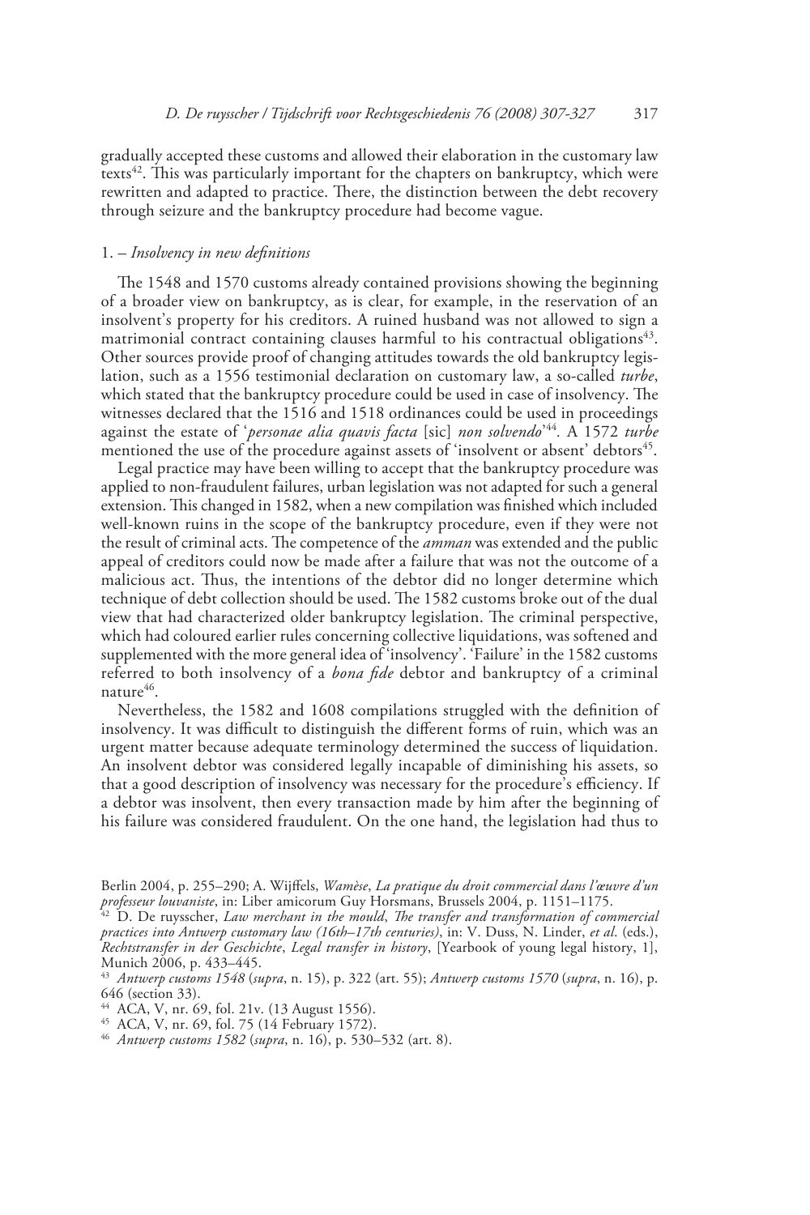gradually accepted these customs and allowed their elaboration in the customary law texts[42]. This was particularly important for the chapters on bankruptcy, which were rewritten and adapted to practice. There, the distinction between the debt recovery through seizure and the bankruptcy procedure had become vague.

### 1. – *Insolvency in new definitions*

The 1548 and 1570 customs already contained provisions showing the beginning of a broader view on bankruptcy, as is clear, for example, in the reservation of an insolvent's property for his creditors. A ruined husband was not allowed to sign a matrimonial contract containing clauses harmful to his contractual obligations[43]. Other sources provide proof of changing attitudes towards the old bankruptcy legislation, such as a 1556 testimonial declaration on customary law, a so-called *turbe*, which stated that the bankruptcy procedure could be used in case of insolvency. The witnesses declared that the 1516 and 1518 ordinances could be used in proceedings against the estate of '*personae alia quavis facta* [sic] *non solvendo*'[44]. A 1572 *turbe* mentioned the use of the procedure against assets of 'insolvent or absent' debtors[45].

Legal practice may have been willing to accept that the bankruptcy procedure was applied to non-fraudulent failures, urban legislation was not adapted for such a general extension. This changed in 1582, when a new compilation was finished which included well-known ruins in the scope of the bankruptcy procedure, even if they were not the result of criminal acts. The competence of the *amman* was extended and the public appeal of creditors could now be made after a failure that was not the outcome of a malicious act. Thus, the intentions of the debtor did no longer determine which technique of debt collection should be used. The 1582 customs broke out of the dual view that had characterized older bankruptcy legislation. The criminal perspective, which had coloured earlier rules concerning collective liquidations, was softened and supplemented with the more general idea of 'insolvency'. 'Failure' in the 1582 customs referred to both insolvency of a *bona fide* debtor and bankruptcy of a criminal nature[46].

Nevertheless, the 1582 and 1608 compilations struggled with the definition of insolvency. It was difficult to distinguish the different forms of ruin, which was an urgent matter because adequate terminology determined the success of liquidation. An insolvent debtor was considered legally incapable of diminishing his assets, so that a good description of insolvency was necessary for the procedure's efficiency. If a debtor was insolvent, then every transaction made by him after the beginning of his failure was considered fraudulent. On the one hand, the legislation had thus to

---

Berlin 2004, p. 255–290; A. Wijffels, *Wamèse*, *La pratique du droit commercial dans l'œuvre d'un professeur louvaniste*, in: Liber amicorum Guy Horsmans, Brussels 2004, p. 1151–1175.

[42] D. De ruysscher, *Law merchant in the mould*, *The transfer and transformation of commercial practices into Antwerp customary law (16th–17th centuries)*, in: V. Duss, N. Linder, *et al*. (eds.), *Rechtstransfer in der Geschichte*, *Legal transfer in history*, [Yearbook of young legal history, 1], Munich 2006, p. 433–445.

[43] *Antwerp customs 1548* (*supra*, n. 15), p. 322 (art. 55); *Antwerp customs 1570* (*supra*, n. 16), p. 646 (section 33).

[44] ACA, V, nr. 69, fol. 21v. (13 August 1556).

[45] ACA, V, nr. 69, fol. 75 (14 February 1572).

[46] *Antwerp customs 1582* (*supra*, n. 16), p. 530–532 (art. 8).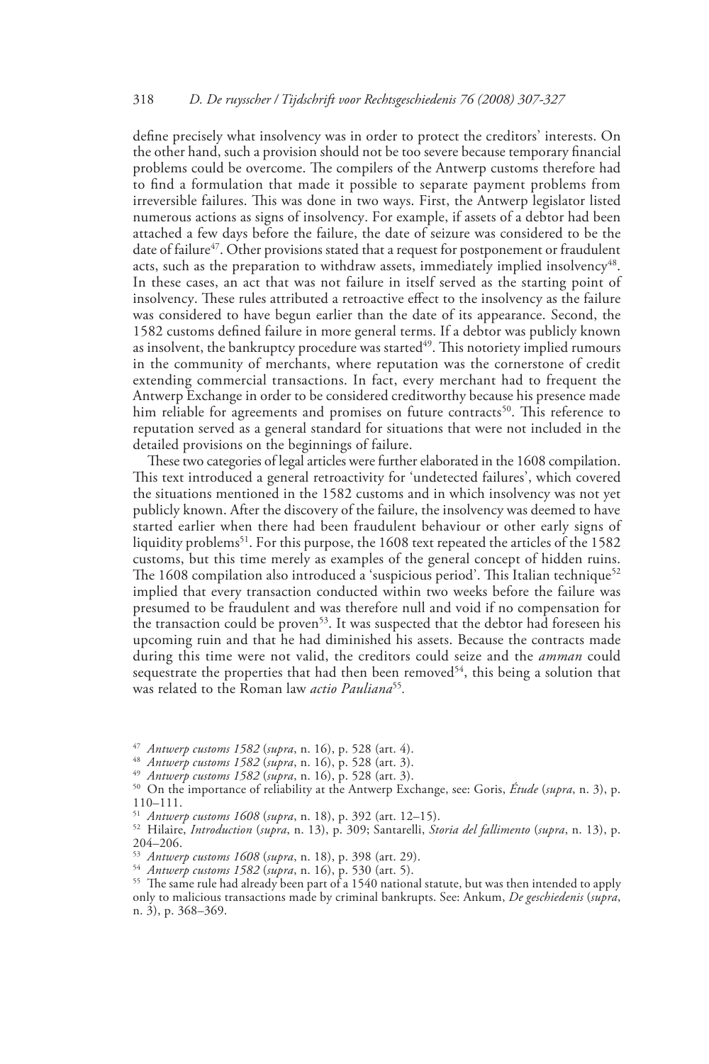define precisely what insolvency was in order to protect the creditors' interests. On the other hand, such a provision should not be too severe because temporary financial problems could be overcome. The compilers of the Antwerp customs therefore had to find a formulation that made it possible to separate payment problems from irreversible failures. This was done in two ways. First, the Antwerp legislator listed numerous actions as signs of insolvency. For example, if assets of a debtor had been attached a few days before the failure, the date of seizure was considered to be the date of failure[47]. Other provisions stated that a request for postponement or fraudulent acts, such as the preparation to withdraw assets, immediately implied insolvency[48]. In these cases, an act that was not failure in itself served as the starting point of insolvency. These rules attributed a retroactive effect to the insolvency as the failure was considered to have begun earlier than the date of its appearance. Second, the 1582 customs defined failure in more general terms. If a debtor was publicly known as insolvent, the bankruptcy procedure was started[49]. This notoriety implied rumours in the community of merchants, where reputation was the cornerstone of credit extending commercial transactions. In fact, every merchant had to frequent the Antwerp Exchange in order to be considered creditworthy because his presence made him reliable for agreements and promises on future contracts[50]. This reference to reputation served as a general standard for situations that were not included in the detailed provisions on the beginnings of failure.

These two categories of legal articles were further elaborated in the 1608 compilation. This text introduced a general retroactivity for 'undetected failures', which covered the situations mentioned in the 1582 customs and in which insolvency was not yet publicly known. After the discovery of the failure, the insolvency was deemed to have started earlier when there had been fraudulent behaviour or other early signs of liquidity problems[51]. For this purpose, the 1608 text repeated the articles of the 1582 customs, but this time merely as examples of the general concept of hidden ruins. The 1608 compilation also introduced a 'suspicious period'. This Italian technique[52] implied that every transaction conducted within two weeks before the failure was presumed to be fraudulent and was therefore null and void if no compensation for the transaction could be proven[53]. It was suspected that the debtor had foreseen his upcoming ruin and that he had diminished his assets. Because the contracts made during this time were not valid, the creditors could seize and the *amman* could sequestrate the properties that had then been removed[54], this being a solution that was related to the Roman law *actio Pauliana*[55].

---

[47] *Antwerp customs 1582* (*supra*, n. 16), p. 528 (art. 4).

[48] *Antwerp customs 1582* (*supra*, n. 16), p. 528 (art. 3).

[49] *Antwerp customs 1582* (*supra*, n. 16), p. 528 (art. 3).

[50] On the importance of reliability at the Antwerp Exchange, see: Goris, *Étude* (*supra*, n. 3), p. 110–111.

[51] *Antwerp customs 1608* (*supra*, n. 18), p. 392 (art. 12–15).

[52] Hilaire, *Introduction* (*supra*, n. 13), p. 309; Santarelli, *Storia del fallimento* (*supra*, n. 13), p. 204–206.

[53] *Antwerp customs 1608* (*supra*, n. 18), p. 398 (art. 29).

[54] *Antwerp customs 1582* (*supra*, n. 16), p. 530 (art. 5).

[55] The same rule had already been part of a 1540 national statute, but was then intended to apply only to malicious transactions made by criminal bankrupts. See: Ankum, *De geschiedenis* (*supra*, n. 3), p. 368–369.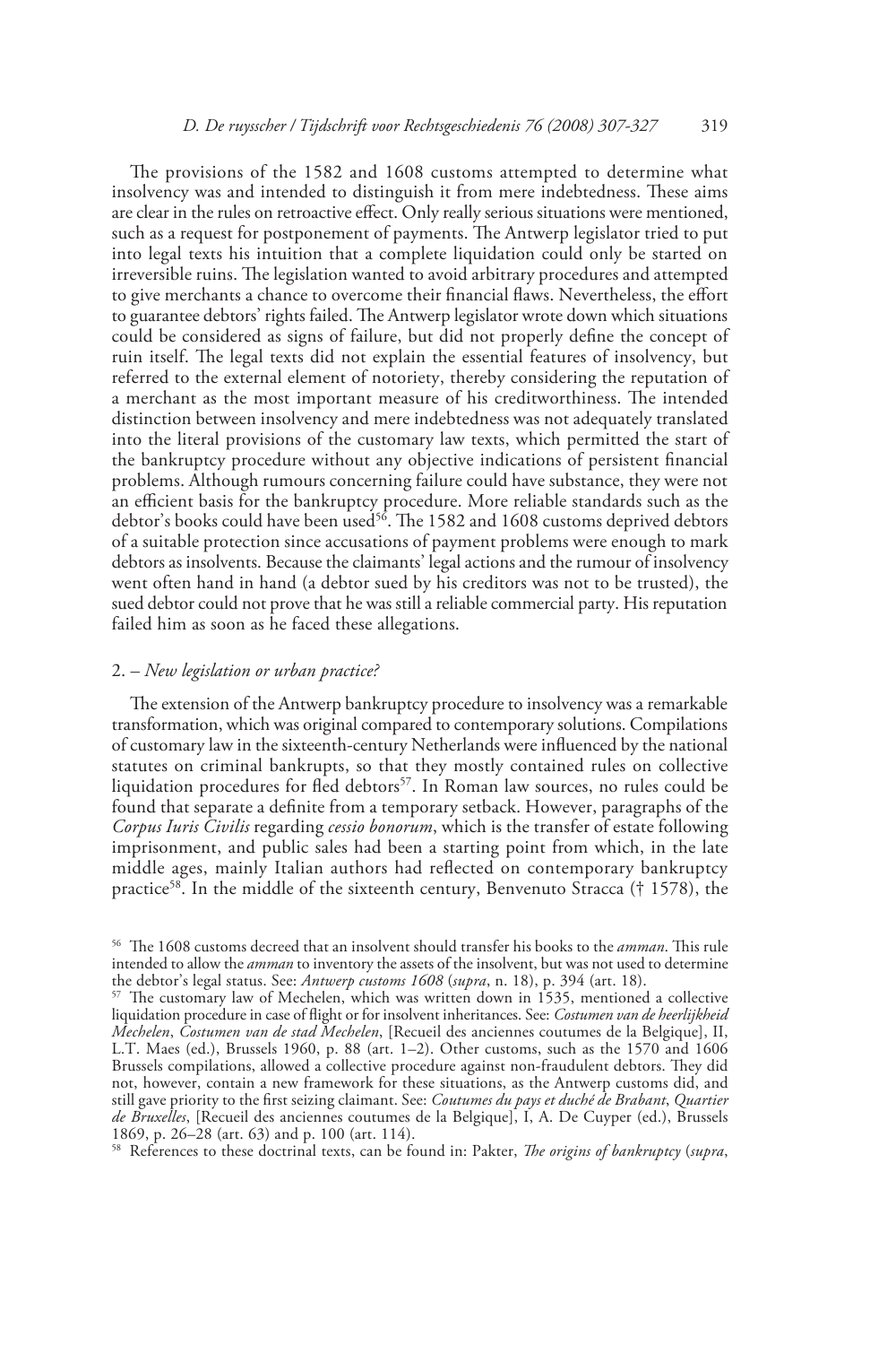The provisions of the 1582 and 1608 customs attempted to determine what insolvency was and intended to distinguish it from mere indebtedness. These aims are clear in the rules on retroactive effect. Only really serious situations were mentioned, such as a request for postponement of payments. The Antwerp legislator tried to put into legal texts his intuition that a complete liquidation could only be started on irreversible ruins. The legislation wanted to avoid arbitrary procedures and attempted to give merchants a chance to overcome their financial flaws. Nevertheless, the effort to guarantee debtors' rights failed. The Antwerp legislator wrote down which situations could be considered as signs of failure, but did not properly define the concept of ruin itself. The legal texts did not explain the essential features of insolvency, but referred to the external element of notoriety, thereby considering the reputation of a merchant as the most important measure of his creditworthiness. The intended distinction between insolvency and mere indebtedness was not adequately translated into the literal provisions of the customary law texts, which permitted the start of the bankruptcy procedure without any objective indications of persistent financial problems. Although rumours concerning failure could have substance, they were not an efficient basis for the bankruptcy procedure. More reliable standards such as the debtor's books could have been used[56]. The 1582 and 1608 customs deprived debtors of a suitable protection since accusations of payment problems were enough to mark debtors as insolvents. Because the claimants' legal actions and the rumour of insolvency went often hand in hand (a debtor sued by his creditors was not to be trusted), the sued debtor could not prove that he was still a reliable commercial party. His reputation failed him as soon as he faced these allegations.

## 2. – *New legislation or urban practice?*

The extension of the Antwerp bankruptcy procedure to insolvency was a remarkable transformation, which was original compared to contemporary solutions. Compilations of customary law in the sixteenth-century Netherlands were influenced by the national statutes on criminal bankrupts, so that they mostly contained rules on collective liquidation procedures for fled debtors[57]. In Roman law sources, no rules could be found that separate a definite from a temporary setback. However, paragraphs of the *Corpus Iuris Civilis* regarding *cessio bonorum*, which is the transfer of estate following imprisonment, and public sales had been a starting point from which, in the late middle ages, mainly Italian authors had reflected on contemporary bankruptcy practice[58]. In the middle of the sixteenth century, Benvenuto Stracca († 1578), the

[56] The 1608 customs decreed that an insolvent should transfer his books to the *amman*. This rule intended to allow the *amman* to inventory the assets of the insolvent, but was not used to determine the debtor's legal status. See: *Antwerp customs 1608* (*supra*, n. 18), p. 394 (art. 18).

[57] The customary law of Mechelen, which was written down in 1535, mentioned a collective liquidation procedure in case of flight or for insolvent inheritances. See: *Costumen van de heerlijkheid Mechelen*, *Costumen van de stad Mechelen*, [Recueil des anciennes coutumes de la Belgique], II, L.T. Maes (ed.), Brussels 1960, p. 88 (art. 1–2). Other customs, such as the 1570 and 1606 Brussels compilations, allowed a collective procedure against non-fraudulent debtors. They did not, however, contain a new framework for these situations, as the Antwerp customs did, and still gave priority to the first seizing claimant. See: *Coutumes du pays et duché de Brabant*, *Quartier de Bruxelles*, [Recueil des anciennes coutumes de la Belgique], I, A. De Cuyper (ed.), Brussels 1869, p. 26–28 (art. 63) and p. 100 (art. 114).

[58] References to these doctrinal texts, can be found in: Pakter, *The origins of bankruptcy* (*supra*,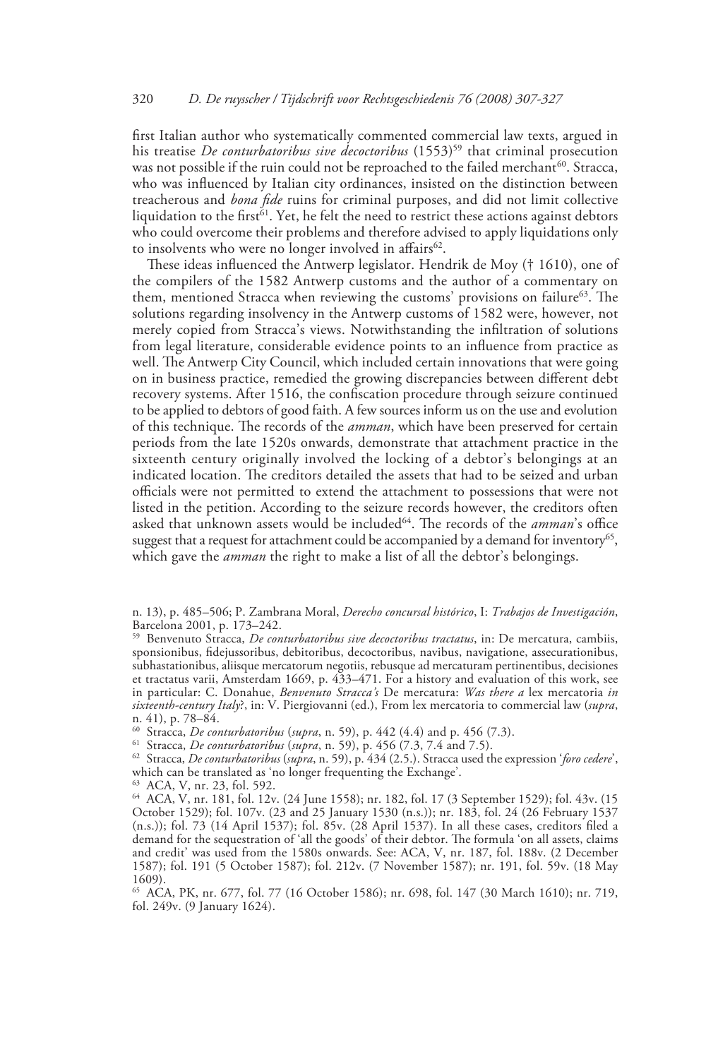first Italian author who systematically commented commercial law texts, argued in his treatise *De conturbatoribus sive decoctoribus* (1553)[59] that criminal prosecution was not possible if the ruin could not be reproached to the failed merchant[60]. Stracca, who was influenced by Italian city ordinances, insisted on the distinction between treacherous and *bona fide* ruins for criminal purposes, and did not limit collective liquidation to the first[61]. Yet, he felt the need to restrict these actions against debtors who could overcome their problems and therefore advised to apply liquidations only to insolvents who were no longer involved in affairs[62].

These ideas influenced the Antwerp legislator. Hendrik de Moy († 1610), one of the compilers of the 1582 Antwerp customs and the author of a commentary on them, mentioned Stracca when reviewing the customs' provisions on failure[63]. The solutions regarding insolvency in the Antwerp customs of 1582 were, however, not merely copied from Stracca's views. Notwithstanding the infiltration of solutions from legal literature, considerable evidence points to an influence from practice as well. The Antwerp City Council, which included certain innovations that were going on in business practice, remedied the growing discrepancies between different debt recovery systems. After 1516, the confiscation procedure through seizure continued to be applied to debtors of good faith. A few sources inform us on the use and evolution of this technique. The records of the *amman*, which have been preserved for certain periods from the late 1520s onwards, demonstrate that attachment practice in the sixteenth century originally involved the locking of a debtor's belongings at an indicated location. The creditors detailed the assets that had to be seized and urban officials were not permitted to extend the attachment to possessions that were not listed in the petition. According to the seizure records however, the creditors often asked that unknown assets would be included[64]. The records of the *amman*'s office suggest that a request for attachment could be accompanied by a demand for inventory[65], which gave the *amman* the right to make a list of all the debtor's belongings.

n. 13), p. 485–506; P. Zambrana Moral, *Derecho concursal histórico*, I: *Trabajos de Investigación*, Barcelona 2001, p. 173–242.

[59] Benvenuto Stracca, *De conturbatoribus sive decoctoribus tractatus*, in: De mercatura, cambiis, sponsionibus, fidejussoribus, debitoribus, decoctoribus, navibus, navigatione, assecurationibus, subhastationibus, aliisque mercatorum negotiis, rebusque ad mercaturam pertinentibus, decisiones et tractatus varii, Amsterdam 1669, p. 433–471. For a history and evaluation of this work, see in particular: C. Donahue, *Benvenuto Stracca's* De mercatura: *Was there a* lex mercatoria *in sixteenth-century Italy*?, in: V. Piergiovanni (ed.), From lex mercatoria to commercial law (*supra*, n. 41), p. 78–84.

[60] Stracca, *De conturbatoribus* (*supra*, n. 59), p. 442 (4.4) and p. 456 (7.3).

[61] Stracca, *De conturbatoribus* (*supra*, n. 59), p. 456 (7.3, 7.4 and 7.5).

[62] Stracca, *De conturbatoribus* (*supra*, n. 59), p. 434 (2.5.). Stracca used the expression '*foro cedere*', which can be translated as 'no longer frequenting the Exchange'.

[63] ACA, V, nr. 23, fol. 592.

[64] ACA, V, nr. 181, fol. 12v. (24 June 1558); nr. 182, fol. 17 (3 September 1529); fol. 43v. (15 October 1529); fol. 107v. (23 and 25 January 1530 (n.s.)); nr. 183, fol. 24 (26 February 1537 (n.s.)); fol. 73 (14 April 1537); fol. 85v. (28 April 1537). In all these cases, creditors filed a demand for the sequestration of 'all the goods' of their debtor. The formula 'on all assets, claims and credit' was used from the 1580s onwards. See: ACA, V, nr. 187, fol. 188v. (2 December 1587); fol. 191 (5 October 1587); fol. 212v. (7 November 1587); nr. 191, fol. 59v. (18 May 1609).

[65] ACA, PK, nr. 677, fol. 77 (16 October 1586); nr. 698, fol. 147 (30 March 1610); nr. 719, fol. 249v. (9 January 1624).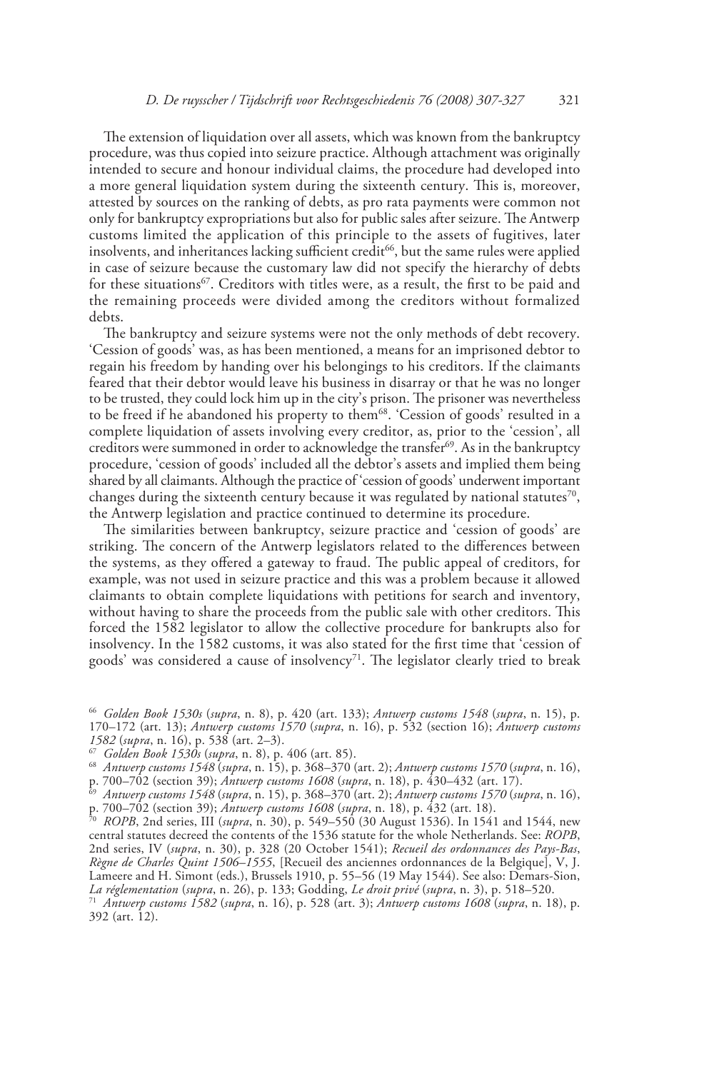The extension of liquidation over all assets, which was known from the bankruptcy procedure, was thus copied into seizure practice. Although attachment was originally intended to secure and honour individual claims, the procedure had developed into a more general liquidation system during the sixteenth century. This is, moreover, attested by sources on the ranking of debts, as pro rata payments were common not only for bankruptcy expropriations but also for public sales after seizure. The Antwerp customs limited the application of this principle to the assets of fugitives, later insolvents, and inheritances lacking sufficient credit[66], but the same rules were applied in case of seizure because the customary law did not specify the hierarchy of debts for these situations[67]. Creditors with titles were, as a result, the first to be paid and the remaining proceeds were divided among the creditors without formalized debts.

The bankruptcy and seizure systems were not the only methods of debt recovery. 'Cession of goods' was, as has been mentioned, a means for an imprisoned debtor to regain his freedom by handing over his belongings to his creditors. If the claimants feared that their debtor would leave his business in disarray or that he was no longer to be trusted, they could lock him up in the city's prison. The prisoner was nevertheless to be freed if he abandoned his property to them[68]. 'Cession of goods' resulted in a complete liquidation of assets involving every creditor, as, prior to the 'cession', all creditors were summoned in order to acknowledge the transfer[69]. As in the bankruptcy procedure, 'cession of goods' included all the debtor's assets and implied them being shared by all claimants. Although the practice of 'cession of goods' underwent important changes during the sixteenth century because it was regulated by national statutes[70], the Antwerp legislation and practice continued to determine its procedure.

The similarities between bankruptcy, seizure practice and 'cession of goods' are striking. The concern of the Antwerp legislators related to the differences between the systems, as they offered a gateway to fraud. The public appeal of creditors, for example, was not used in seizure practice and this was a problem because it allowed claimants to obtain complete liquidations with petitions for search and inventory, without having to share the proceeds from the public sale with other creditors. This forced the 1582 legislator to allow the collective procedure for bankrupts also for insolvency. In the 1582 customs, it was also stated for the first time that 'cession of goods' was considered a cause of insolvency[71]. The legislator clearly tried to break

---

[66] *Golden Book 1530s* (*supra*, n. 8), p. 420 (art. 133); *Antwerp customs 1548* (*supra*, n. 15), p. 170–172 (art. 13); *Antwerp customs 1570* (*supra*, n. 16), p. 532 (section 16); *Antwerp customs 1582* (*supra*, n. 16), p. 538 (art. 2–3).

[67] *Golden Book 1530s* (*supra*, n. 8), p. 406 (art. 85).

[68] *Antwerp customs 1548* (*supra*, n. 15), p. 368–370 (art. 2); *Antwerp customs 1570* (*supra*, n. 16), p. 700–702 (section 39); *Antwerp customs 1608* (*supra*, n. 18), p. 430–432 (art. 17).

[69] *Antwerp customs 1548* (*supra*, n. 15), p. 368–370 (art. 2); *Antwerp customs 1570* (*supra*, n. 16), p. 700–702 (section 39); *Antwerp customs 1608* (*supra*, n. 18), p. 432 (art. 18).

[70] *ROPB*, 2nd series, III (*supra*, n. 30), p. 549–550 (30 August 1536). In 1541 and 1544, new central statutes decreed the contents of the 1536 statute for the whole Netherlands. See: *ROPB*, 2nd series, IV (*supra*, n. 30), p. 328 (20 October 1541); *Recueil des ordonnances des Pays-Bas, Règne de Charles Quint 1506–1555*, [Recueil des anciennes ordonnances de la Belgique], V, J. Lameere and H. Simont (eds.), Brussels 1910, p. 55–56 (19 May 1544). See also: Demars-Sion, *La réglementation* (*supra*, n. 26), p. 133; Godding, *Le droit privé* (*supra*, n. 3), p. 518–520.

[71] *Antwerp customs 1582* (*supra*, n. 16), p. 528 (art. 3); *Antwerp customs 1608* (*supra*, n. 18), p. 392 (art. 12).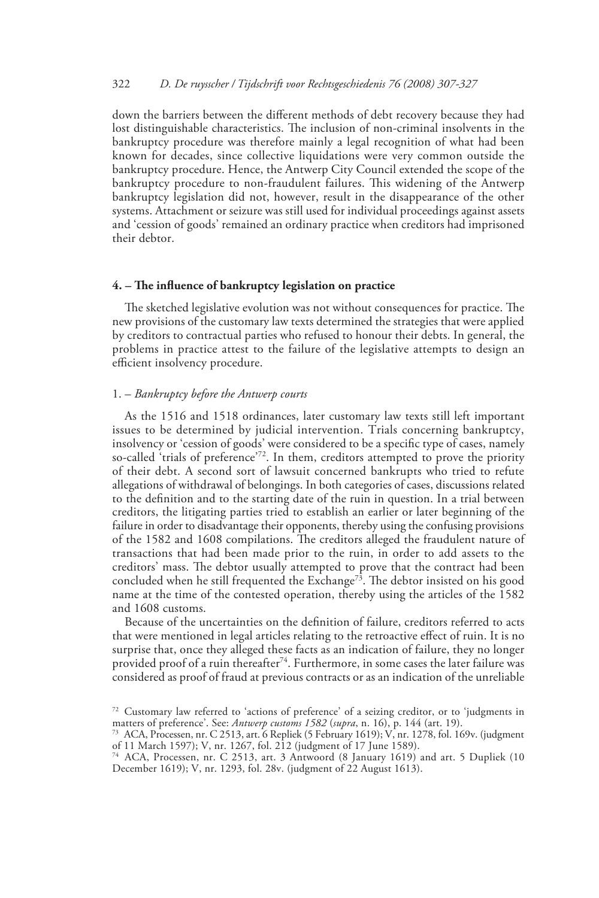down the barriers between the different methods of debt recovery because they had lost distinguishable characteristics. The inclusion of non-criminal insolvents in the bankruptcy procedure was therefore mainly a legal recognition of what had been known for decades, since collective liquidations were very common outside the bankruptcy procedure. Hence, the Antwerp City Council extended the scope of the bankruptcy procedure to non-fraudulent failures. This widening of the Antwerp bankruptcy legislation did not, however, result in the disappearance of the other systems. Attachment or seizure was still used for individual proceedings against assets and 'cession of goods' remained an ordinary practice when creditors had imprisoned their debtor.

## 4. – The influence of bankruptcy legislation on practice

The sketched legislative evolution was not without consequences for practice. The new provisions of the customary law texts determined the strategies that were applied by creditors to contractual parties who refused to honour their debts. In general, the problems in practice attest to the failure of the legislative attempts to design an efficient insolvency procedure.

### 1. – *Bankruptcy before the Antwerp courts*

As the 1516 and 1518 ordinances, later customary law texts still left important issues to be determined by judicial intervention. Trials concerning bankruptcy, insolvency or 'cession of goods' were considered to be a specific type of cases, namely so-called 'trials of preference'[72]. In them, creditors attempted to prove the priority of their debt. A second sort of lawsuit concerned bankrupts who tried to refute allegations of withdrawal of belongings. In both categories of cases, discussions related to the definition and to the starting date of the ruin in question. In a trial between creditors, the litigating parties tried to establish an earlier or later beginning of the failure in order to disadvantage their opponents, thereby using the confusing provisions of the 1582 and 1608 compilations. The creditors alleged the fraudulent nature of transactions that had been made prior to the ruin, in order to add assets to the creditors' mass. The debtor usually attempted to prove that the contract had been concluded when he still frequented the Exchange[73]. The debtor insisted on his good name at the time of the contested operation, thereby using the articles of the 1582 and 1608 customs.

Because of the uncertainties on the definition of failure, creditors referred to acts that were mentioned in legal articles relating to the retroactive effect of ruin. It is no surprise that, once they alleged these facts as an indication of failure, they no longer provided proof of a ruin thereafter[74]. Furthermore, in some cases the later failure was considered as proof of fraud at previous contracts or as an indication of the unreliable

[72] Customary law referred to 'actions of preference' of a seizing creditor, or to 'judgments in matters of preference'. See: *Antwerp customs 1582* (*supra*, n. 16), p. 144 (art. 19).

[73] ACA, Processen, nr. C 2513, art. 6 Repliek (5 February 1619); V, nr. 1278, fol. 169v. (judgment of 11 March 1597); V, nr. 1267, fol. 212 (judgment of 17 June 1589).

[74] ACA, Processen, nr. C 2513, art. 3 Antwoord (8 January 1619) and art. 5 Dupliek (10 December 1619); V, nr. 1293, fol. 28v. (judgment of 22 August 1613).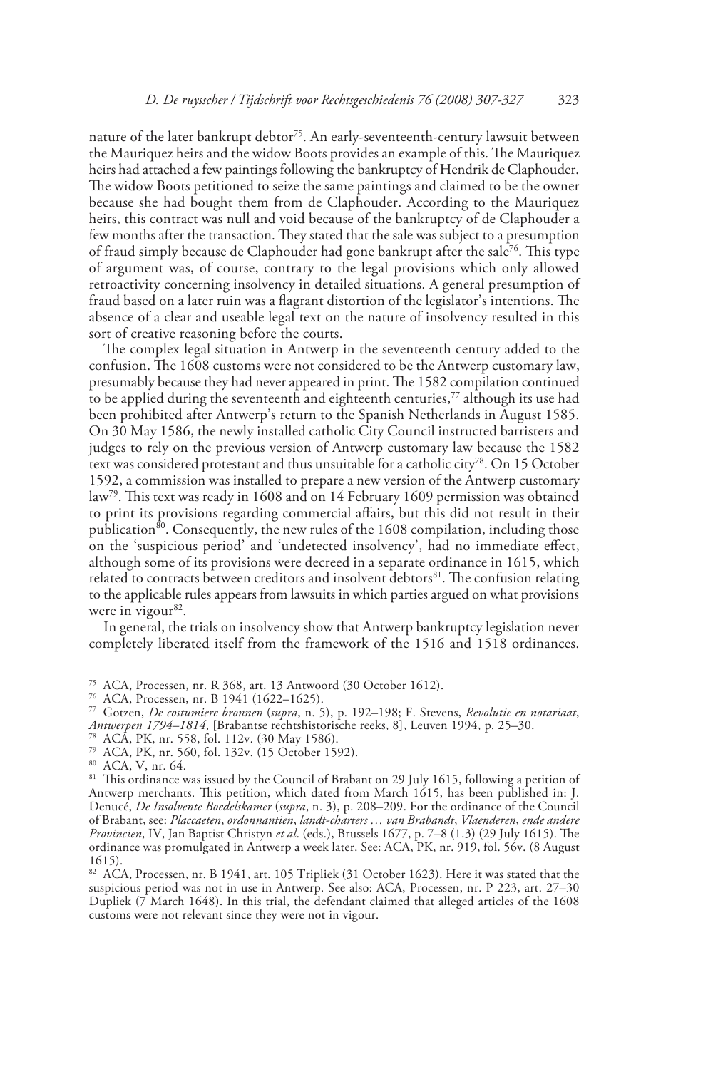nature of the later bankrupt debtor[75]. An early-seventeenth-century lawsuit between the Mauriquez heirs and the widow Boots provides an example of this. The Mauriquez heirs had attached a few paintings following the bankruptcy of Hendrik de Claphouder. The widow Boots petitioned to seize the same paintings and claimed to be the owner because she had bought them from de Claphouder. According to the Mauriquez heirs, this contract was null and void because of the bankruptcy of de Claphouder a few months after the transaction. They stated that the sale was subject to a presumption of fraud simply because de Claphouder had gone bankrupt after the sale[76]. This type of argument was, of course, contrary to the legal provisions which only allowed retroactivity concerning insolvency in detailed situations. A general presumption of fraud based on a later ruin was a flagrant distortion of the legislator's intentions. The absence of a clear and useable legal text on the nature of insolvency resulted in this sort of creative reasoning before the courts.

The complex legal situation in Antwerp in the seventeenth century added to the confusion. The 1608 customs were not considered to be the Antwerp customary law, presumably because they had never appeared in print. The 1582 compilation continued to be applied during the seventeenth and eighteenth centuries,[77] although its use had been prohibited after Antwerp's return to the Spanish Netherlands in August 1585. On 30 May 1586, the newly installed catholic City Council instructed barristers and judges to rely on the previous version of Antwerp customary law because the 1582 text was considered protestant and thus unsuitable for a catholic city[78]. On 15 October 1592, a commission was installed to prepare a new version of the Antwerp customary law[79]. This text was ready in 1608 and on 14 February 1609 permission was obtained to print its provisions regarding commercial affairs, but this did not result in their publication[80]. Consequently, the new rules of the 1608 compilation, including those on the 'suspicious period' and 'undetected insolvency', had no immediate effect, although some of its provisions were decreed in a separate ordinance in 1615, which related to contracts between creditors and insolvent debtors[81]. The confusion relating to the applicable rules appears from lawsuits in which parties argued on what provisions were in vigour[82].

In general, the trials on insolvency show that Antwerp bankruptcy legislation never completely liberated itself from the framework of the 1516 and 1518 ordinances.

[75] ACA, Processen, nr. R 368, art. 13 Antwoord (30 October 1612).

[76] ACA, Processen, nr. B 1941 (1622–1625).

[77] Gotzen, *De costumiere bronnen* (*supra*, n. 5), p. 192–198; F. Stevens, *Revolutie en notariaat, Antwerpen 1794–1814*, [Brabantse rechtshistorische reeks, 8], Leuven 1994, p. 25–30.

[78] ACA, PK, nr. 558, fol. 112v. (30 May 1586).

[79] ACA, PK, nr. 560, fol. 132v. (15 October 1592).

[80] ACA, V, nr. 64.

[81] This ordinance was issued by the Council of Brabant on 29 July 1615, following a petition of Antwerp merchants. This petition, which dated from March 1615, has been published in: J. Denucé, *De Insolvente Boedelskamer* (*supra*, n. 3), p. 208–209. For the ordinance of the Council of Brabant, see: *Placcaeten*, *ordonnantien*, *landt-charters … van Brabandt*, *Vlaenderen*, *ende andere Provincien*, IV, Jan Baptist Christyn *et al*. (eds.), Brussels 1677, p. 7–8 (1.3) (29 July 1615). The ordinance was promulgated in Antwerp a week later. See: ACA, PK, nr. 919, fol. 56v. (8 August 1615).

[82] ACA, Processen, nr. B 1941, art. 105 Tripliek (31 October 1623). Here it was stated that the suspicious period was not in use in Antwerp. See also: ACA, Processen, nr. P 223, art. 27–30 Dupliek (7 March 1648). In this trial, the defendant claimed that alleged articles of the 1608 customs were not relevant since they were not in vigour.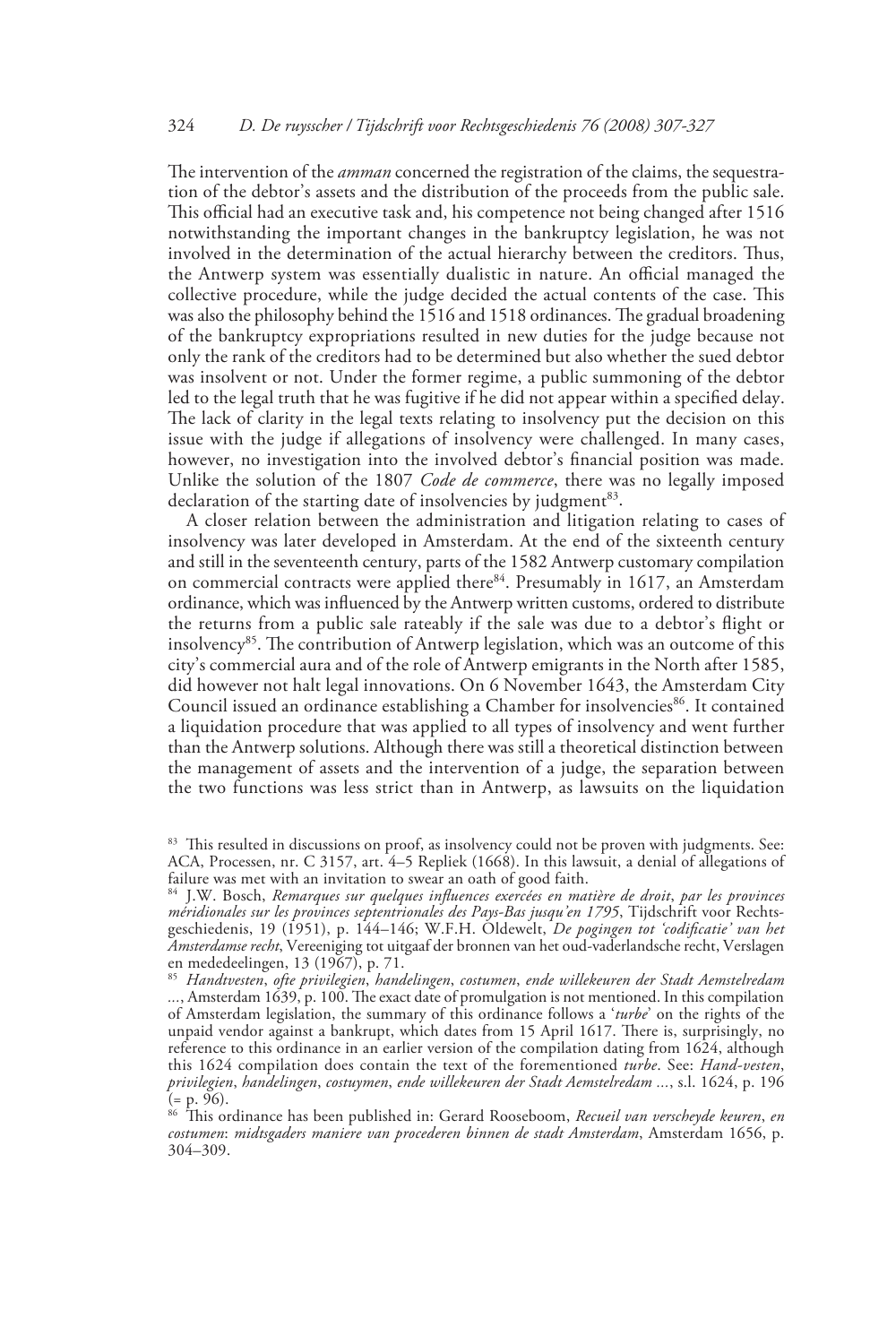The intervention of the *amman* concerned the registration of the claims, the sequestration of the debtor's assets and the distribution of the proceeds from the public sale. This official had an executive task and, his competence not being changed after 1516 notwithstanding the important changes in the bankruptcy legislation, he was not involved in the determination of the actual hierarchy between the creditors. Thus, the Antwerp system was essentially dualistic in nature. An official managed the collective procedure, while the judge decided the actual contents of the case. This was also the philosophy behind the 1516 and 1518 ordinances. The gradual broadening of the bankruptcy expropriations resulted in new duties for the judge because not only the rank of the creditors had to be determined but also whether the sued debtor was insolvent or not. Under the former regime, a public summoning of the debtor led to the legal truth that he was fugitive if he did not appear within a specified delay. The lack of clarity in the legal texts relating to insolvency put the decision on this issue with the judge if allegations of insolvency were challenged. In many cases, however, no investigation into the involved debtor's financial position was made. Unlike the solution of the 1807 *Code de commerce*, there was no legally imposed declaration of the starting date of insolvencies by judgment[83].

A closer relation between the administration and litigation relating to cases of insolvency was later developed in Amsterdam. At the end of the sixteenth century and still in the seventeenth century, parts of the 1582 Antwerp customary compilation on commercial contracts were applied there[84]. Presumably in 1617, an Amsterdam ordinance, which was influenced by the Antwerp written customs, ordered to distribute the returns from a public sale rateably if the sale was due to a debtor's flight or insolvency[85]. The contribution of Antwerp legislation, which was an outcome of this city's commercial aura and of the role of Antwerp emigrants in the North after 1585, did however not halt legal innovations. On 6 November 1643, the Amsterdam City Council issued an ordinance establishing a Chamber for insolvencies[86]. It contained a liquidation procedure that was applied to all types of insolvency and went further than the Antwerp solutions. Although there was still a theoretical distinction between the management of assets and the intervention of a judge, the separation between the two functions was less strict than in Antwerp, as lawsuits on the liquidation

[83] This resulted in discussions on proof, as insolvency could not be proven with judgments. See: ACA, Processen, nr. C 3157, art. 4–5 Repliek (1668). In this lawsuit, a denial of allegations of failure was met with an invitation to swear an oath of good faith.

[84] J.W. Bosch, *Remarques sur quelques influences exercées en matière de droit, par les provinces méridionales sur les provinces septentrionales des Pays-Bas jusqu'en 1795*, Tijdschrift voor Rechtsgeschiedenis, 19 (1951), p. 144–146; W.F.H. Oldewelt, *De pogingen tot 'codificatie' van het Amsterdamse recht*, Vereeniging tot uitgaaf der bronnen van het oud-vaderlandsche recht, Verslagen en mededeelingen, 13 (1967), p. 71.

[85] *Handtvesten, ofte privilegien, handelingen, costumen, ende willekeuren der Stadt Aemstelredam* ..., Amsterdam 1639, p. 100. The exact date of promulgation is not mentioned. In this compilation of Amsterdam legislation, the summary of this ordinance follows a '*turbe*' on the rights of the unpaid vendor against a bankrupt, which dates from 15 April 1617. There is, surprisingly, no reference to this ordinance in an earlier version of the compilation dating from 1624, although this 1624 compilation does contain the text of the forementioned *turbe*. See: *Hand-vesten, privilegien, handelingen, costuymen, ende willekeuren der Stadt Aemstelredam* ..., s.l. 1624, p. 196 (= p. 96).

[86] This ordinance has been published in: Gerard Rooseboom, *Recueil van verscheyde keuren, en costumen: midtsgaders maniere van procederen binnen de stadt Amsterdam*, Amsterdam 1656, p. 304–309.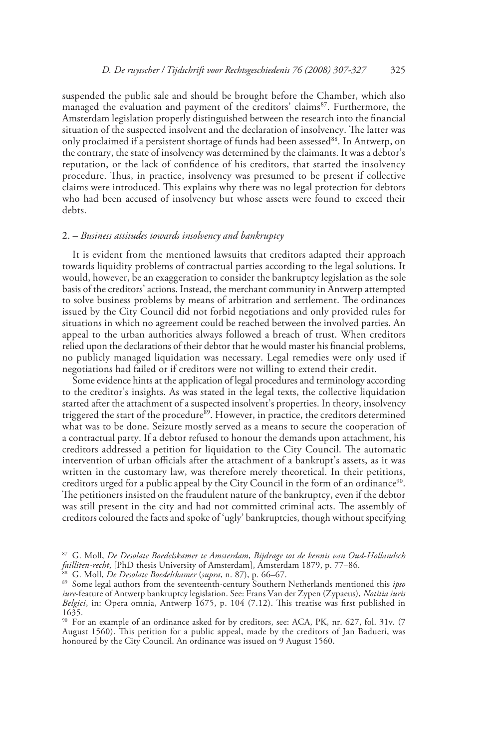suspended the public sale and should be brought before the Chamber, which also managed the evaluation and payment of the creditors' claims[87]. Furthermore, the Amsterdam legislation properly distinguished between the research into the financial situation of the suspected insolvent and the declaration of insolvency. The latter was only proclaimed if a persistent shortage of funds had been assessed[88]. In Antwerp, on the contrary, the state of insolvency was determined by the claimants. It was a debtor's reputation, or the lack of confidence of his creditors, that started the insolvency procedure. Thus, in practice, insolvency was presumed to be present if collective claims were introduced. This explains why there was no legal protection for debtors who had been accused of insolvency but whose assets were found to exceed their debts.

## 2. – *Business attitudes towards insolvency and bankruptcy*

It is evident from the mentioned lawsuits that creditors adapted their approach towards liquidity problems of contractual parties according to the legal solutions. It would, however, be an exaggeration to consider the bankruptcy legislation as the sole basis of the creditors' actions. Instead, the merchant community in Antwerp attempted to solve business problems by means of arbitration and settlement. The ordinances issued by the City Council did not forbid negotiations and only provided rules for situations in which no agreement could be reached between the involved parties. An appeal to the urban authorities always followed a breach of trust. When creditors relied upon the declarations of their debtor that he would master his financial problems, no publicly managed liquidation was necessary. Legal remedies were only used if negotiations had failed or if creditors were not willing to extend their credit.

Some evidence hints at the application of legal procedures and terminology according to the creditor's insights. As was stated in the legal texts, the collective liquidation started after the attachment of a suspected insolvent's properties. In theory, insolvency triggered the start of the procedure[89]. However, in practice, the creditors determined what was to be done. Seizure mostly served as a means to secure the cooperation of a contractual party. If a debtor refused to honour the demands upon attachment, his creditors addressed a petition for liquidation to the City Council. The automatic intervention of urban officials after the attachment of a bankrupt's assets, as it was written in the customary law, was therefore merely theoretical. In their petitions, creditors urged for a public appeal by the City Council in the form of an ordinance[90]. The petitioners insisted on the fraudulent nature of the bankruptcy, even if the debtor was still present in the city and had not committed criminal acts. The assembly of creditors coloured the facts and spoke of 'ugly' bankruptcies, though without specifying

---

[87] G. Moll, *De Desolate Boedelskamer te Amsterdam*, *Bijdrage tot de kennis van Oud-Hollandsch failliten-recht*, [PhD thesis University of Amsterdam], Amsterdam 1879, p. 77–86.

[88] G. Moll, *De Desolate Boedelskamer* (*supra*, n. 87), p. 66–67.

[89] Some legal authors from the seventeenth-century Southern Netherlands mentioned this *ipso iure*-feature of Antwerp bankruptcy legislation. See: Frans Van der Zypen (Zypaeus), *Notitia iuris Belgici*, in: Opera omnia, Antwerp 1675, p. 104 (7.12). This treatise was first published in 1635.

[90] For an example of an ordinance asked for by creditors, see: ACA, PK, nr. 627, fol. 31v. (7 August 1560). This petition for a public appeal, made by the creditors of Jan Badueri, was honoured by the City Council. An ordinance was issued on 9 August 1560.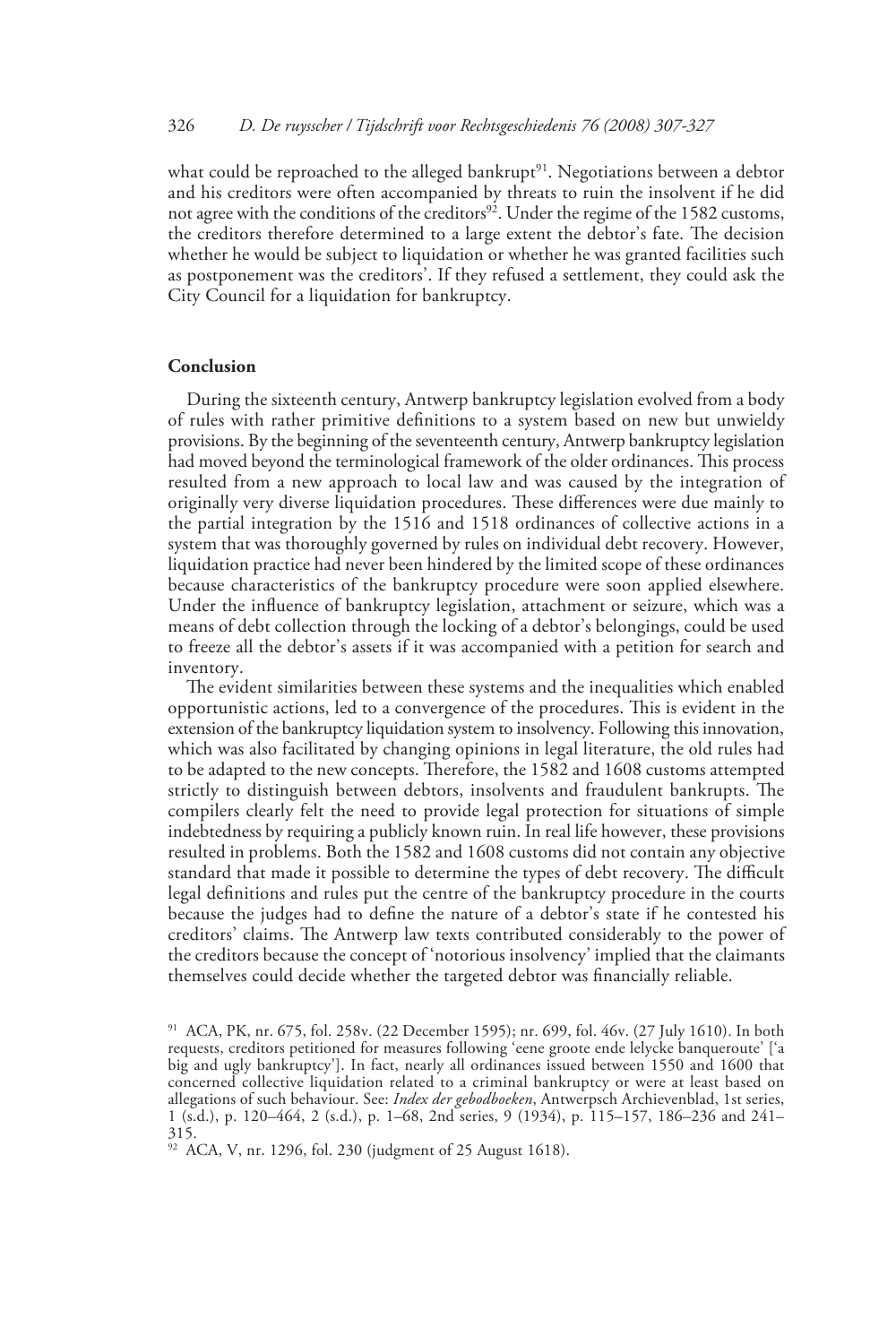what could be reproached to the alleged bankrupt[91]. Negotiations between a debtor and his creditors were often accompanied by threats to ruin the insolvent if he did not agree with the conditions of the creditors[92]. Under the regime of the 1582 customs, the creditors therefore determined to a large extent the debtor's fate. The decision whether he would be subject to liquidation or whether he was granted facilities such as postponement was the creditors'. If they refused a settlement, they could ask the City Council for a liquidation for bankruptcy.

## Conclusion

During the sixteenth century, Antwerp bankruptcy legislation evolved from a body of rules with rather primitive definitions to a system based on new but unwieldy provisions. By the beginning of the seventeenth century, Antwerp bankruptcy legislation had moved beyond the terminological framework of the older ordinances. This process resulted from a new approach to local law and was caused by the integration of originally very diverse liquidation procedures. These differences were due mainly to the partial integration by the 1516 and 1518 ordinances of collective actions in a system that was thoroughly governed by rules on individual debt recovery. However, liquidation practice had never been hindered by the limited scope of these ordinances because characteristics of the bankruptcy procedure were soon applied elsewhere. Under the influence of bankruptcy legislation, attachment or seizure, which was a means of debt collection through the locking of a debtor's belongings, could be used to freeze all the debtor's assets if it was accompanied with a petition for search and inventory.

The evident similarities between these systems and the inequalities which enabled opportunistic actions, led to a convergence of the procedures. This is evident in the extension of the bankruptcy liquidation system to insolvency. Following this innovation, which was also facilitated by changing opinions in legal literature, the old rules had to be adapted to the new concepts. Therefore, the 1582 and 1608 customs attempted strictly to distinguish between debtors, insolvents and fraudulent bankrupts. The compilers clearly felt the need to provide legal protection for situations of simple indebtedness by requiring a publicly known ruin. In real life however, these provisions resulted in problems. Both the 1582 and 1608 customs did not contain any objective standard that made it possible to determine the types of debt recovery. The difficult legal definitions and rules put the centre of the bankruptcy procedure in the courts because the judges had to define the nature of a debtor's state if he contested his creditors' claims. The Antwerp law texts contributed considerably to the power of the creditors because the concept of 'notorious insolvency' implied that the claimants themselves could decide whether the targeted debtor was financially reliable.

[91] ACA, PK, nr. 675, fol. 258v. (22 December 1595); nr. 699, fol. 46v. (27 July 1610). In both requests, creditors petitioned for measures following 'eene groote ende lelycke banqueroute' ['a big and ugly bankruptcy']. In fact, nearly all ordinances issued between 1550 and 1600 that concerned collective liquidation related to a criminal bankruptcy or were at least based on allegations of such behaviour. See: *Index der gebodboeken*, Antwerpsch Archievenblad, 1st series, 1 (s.d.), p. 120–464, 2 (s.d.), p. 1–68, 2nd series, 9 (1934), p. 115–157, 186–236 and 241–315.

[92] ACA, V, nr. 1296, fol. 230 (judgment of 25 August 1618).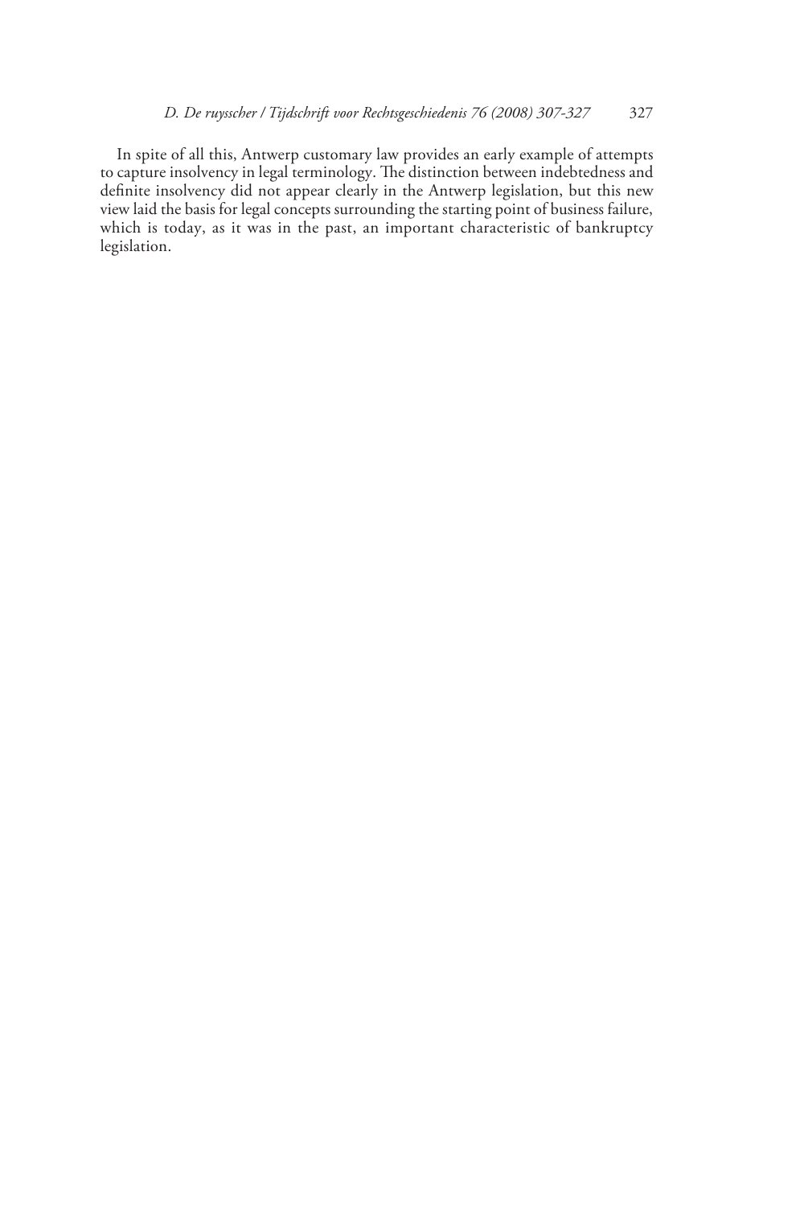In spite of all this, Antwerp customary law provides an early example of attempts to capture insolvency in legal terminology. The distinction between indebtedness and definite insolvency did not appear clearly in the Antwerp legislation, but this new view laid the basis for legal concepts surrounding the starting point of business failure, which is today, as it was in the past, an important characteristic of bankruptcy legislation.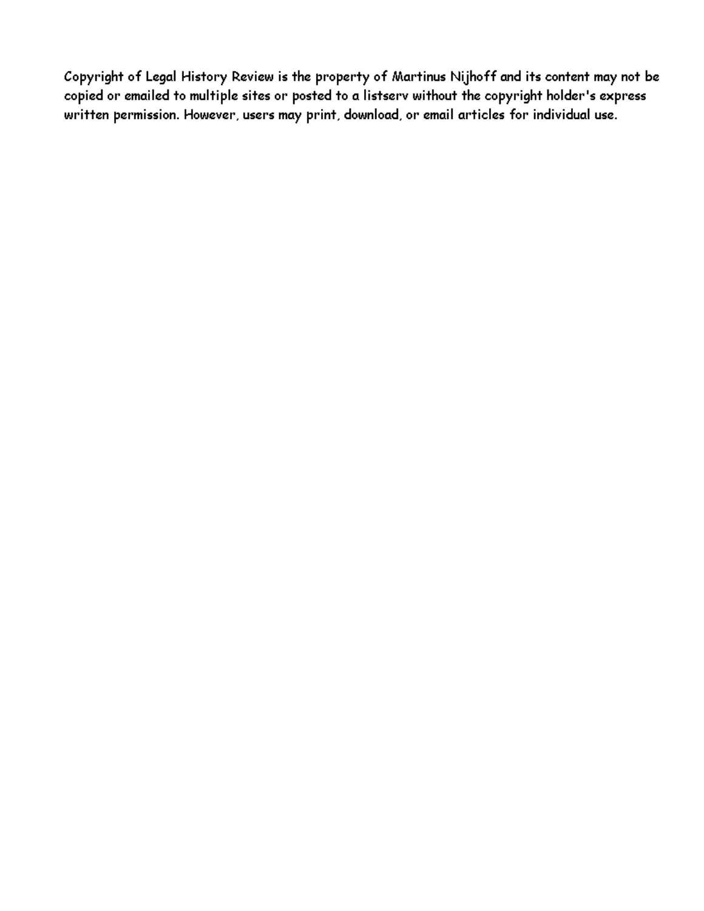Copyright of Legal History Review is the property of Martinus Nijhoff and its content may not be copied or emailed to multiple sites or posted to a listserv without the copyright holder's express written permission. However, users may print, download, or email articles for individual use.